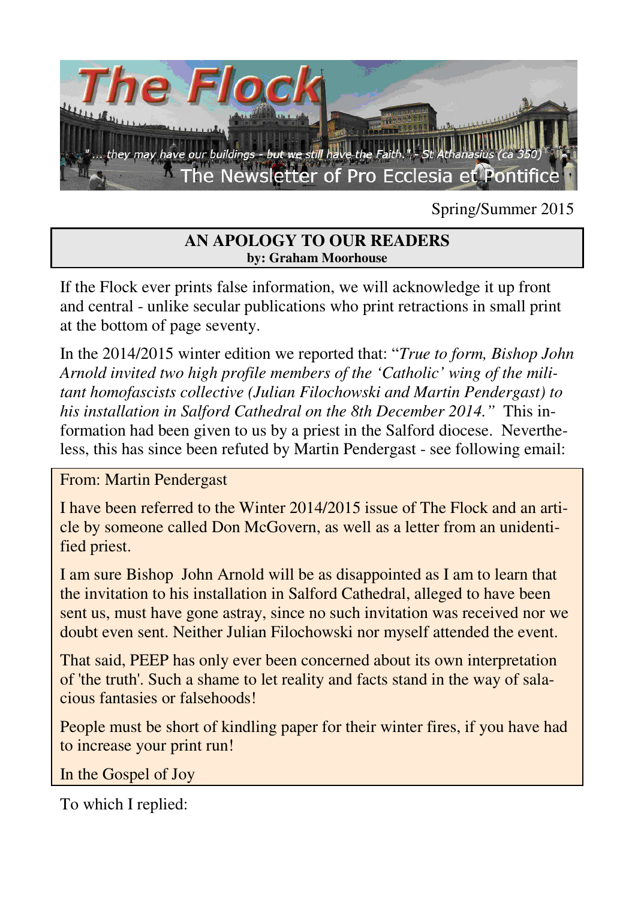# The Flock

*"... they may have our buildings - but we still have the Faith." - St Athanasius (ca 350)*

The Newsletter of Pro Ecclesia et Pontifice

Spring/Summer 2015

## AN APOLOGY TO OUR READERS

**by: Graham Moorhouse**

If the Flock ever prints false information, we will acknowledge it up front and central - unlike secular publications who print retractions in small print at the bottom of page seventy.

In the 2014/2015 winter edition we reported that: "*True to form, Bishop John Arnold invited two high profile members of the 'Catholic' wing of the militant homofascists collective (Julian Filochowski and Martin Pendergast) to his installation in Salford Cathedral on the 8th December 2014.*" This information had been given to us by a priest in the Salford diocese. Nevertheless, this has since been refuted by Martin Pendergast - see following email:

> From: Martin Pendergast
>
> I have been referred to the Winter 2014/2015 issue of The Flock and an article by someone called Don McGovern, as well as a letter from an unidentified priest.
>
> I am sure Bishop John Arnold will be as disappointed as I am to learn that the invitation to his installation in Salford Cathedral, alleged to have been sent us, must have gone astray, since no such invitation was received nor we doubt even sent. Neither Julian Filochowski nor myself attended the event.
>
> That said, PEEP has only ever been concerned about its own interpretation of 'the truth'. Such a shame to let reality and facts stand in the way of salacious fantasies or falsehoods!
>
> People must be short of kindling paper for their winter fires, if you have had to increase your print run!
>
> In the Gospel of Joy

To which I replied: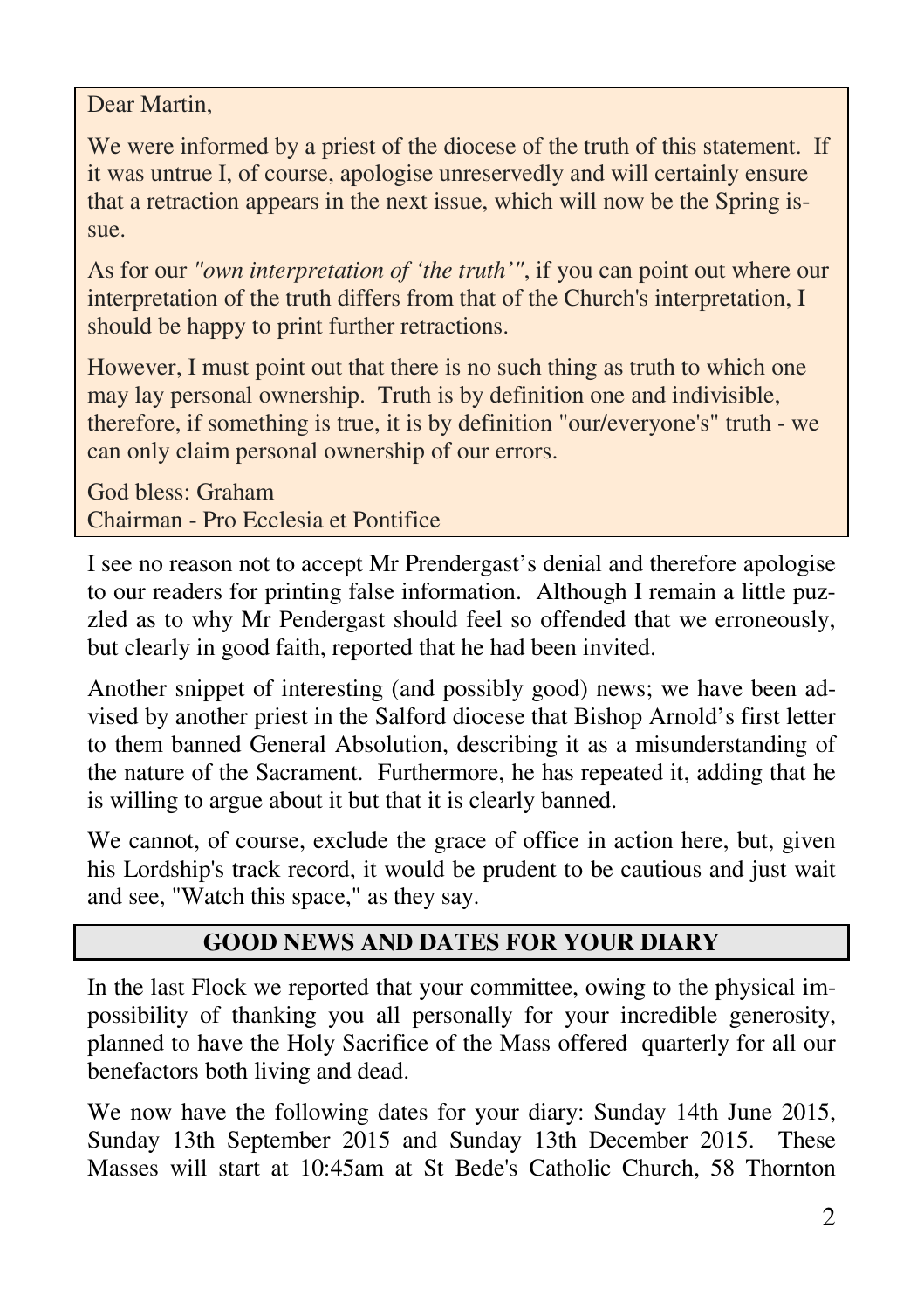Dear Martin,

We were informed by a priest of the diocese of the truth of this statement. If it was untrue I, of course, apologise unreservedly and will certainly ensure that a retraction appears in the next issue, which will now be the Spring issue.

As for our *"own interpretation of 'the truth'"*, if you can point out where our interpretation of the truth differs from that of the Church's interpretation, I should be happy to print further retractions.

However, I must point out that there is no such thing as truth to which one may lay personal ownership. Truth is by definition one and indivisible, therefore, if something is true, it is by definition "our/everyone's" truth - we can only claim personal ownership of our errors.

God bless: Graham
Chairman - Pro Ecclesia et Pontifice

I see no reason not to accept Mr Prendergast's denial and therefore apologise to our readers for printing false information. Although I remain a little puzzled as to why Mr Pendergast should feel so offended that we erroneously, but clearly in good faith, reported that he had been invited.

Another snippet of interesting (and possibly good) news; we have been advised by another priest in the Salford diocese that Bishop Arnold's first letter to them banned General Absolution, describing it as a misunderstanding of the nature of the Sacrament. Furthermore, he has repeated it, adding that he is willing to argue about it but that it is clearly banned.

We cannot, of course, exclude the grace of office in action here, but, given his Lordship's track record, it would be prudent to be cautious and just wait and see, "Watch this space," as they say.

## GOOD NEWS AND DATES FOR YOUR DIARY

In the last Flock we reported that your committee, owing to the physical impossibility of thanking you all personally for your incredible generosity, planned to have the Holy Sacrifice of the Mass offered quarterly for all our benefactors both living and dead.

We now have the following dates for your diary: Sunday 14th June 2015, Sunday 13th September 2015 and Sunday 13th December 2015. These Masses will start at 10:45am at St Bede's Catholic Church, 58 Thornton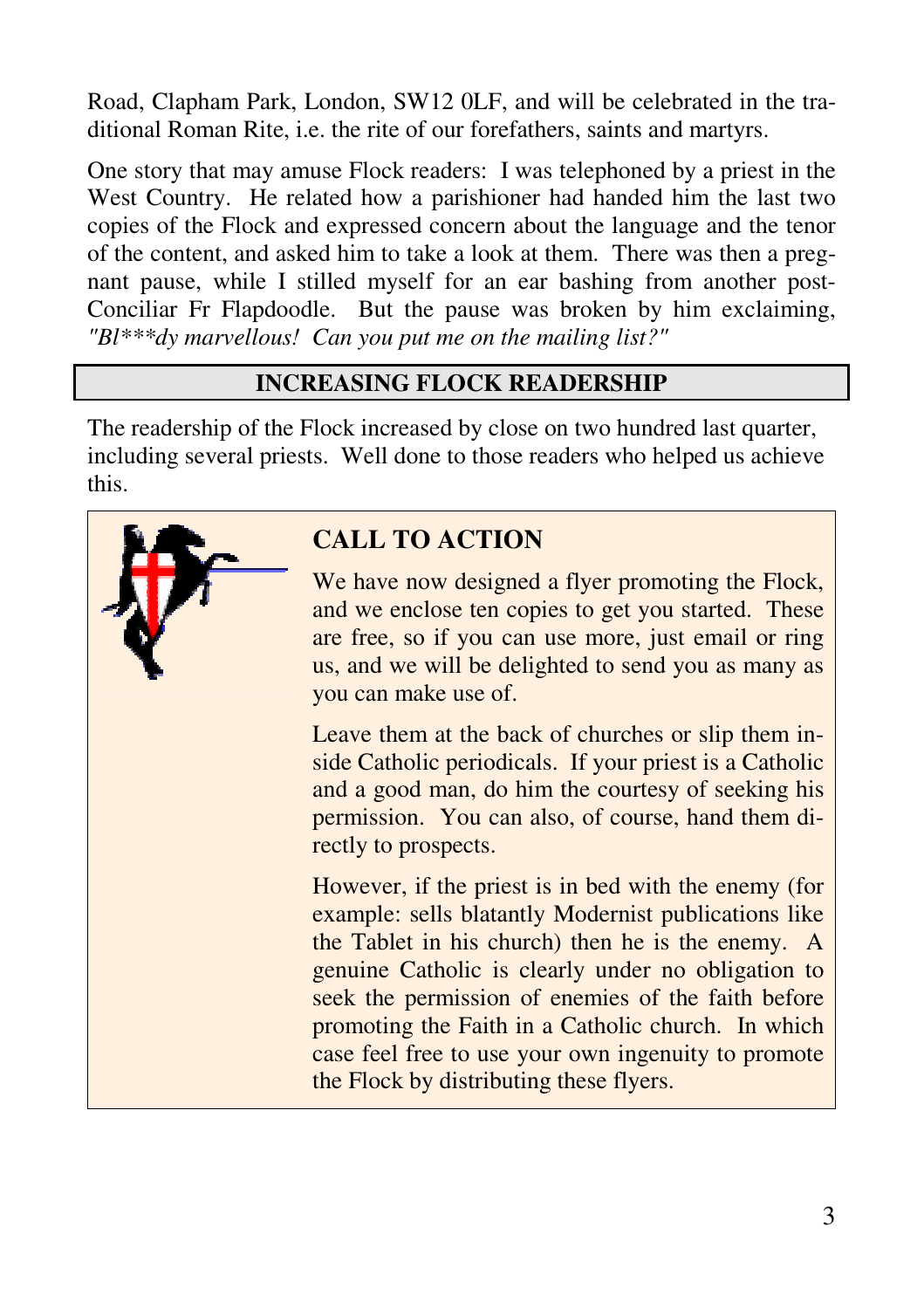Road, Clapham Park, London, SW12 0LF, and will be celebrated in the traditional Roman Rite, i.e. the rite of our forefathers, saints and martyrs.

One story that may amuse Flock readers: I was telephoned by a priest in the West Country. He related how a parishioner had handed him the last two copies of the Flock and expressed concern about the language and the tenor of the content, and asked him to take a look at them. There was then a pregnant pause, while I stilled myself for an ear bashing from another post-Conciliar Fr Flapdoodle. But the pause was broken by him exclaiming, *"Bl***dy marvellous! Can you put me on the mailing list?"*

## INCREASING FLOCK READERSHIP

The readership of the Flock increased by close on two hundred last quarter, including several priests. Well done to those readers who helped us achieve this.

## CALL TO ACTION

We have now designed a flyer promoting the Flock, and we enclose ten copies to get you started. These are free, so if you can use more, just email or ring us, and we will be delighted to send you as many as you can make use of.

Leave them at the back of churches or slip them inside Catholic periodicals. If your priest is a Catholic and a good man, do him the courtesy of seeking his permission. You can also, of course, hand them directly to prospects.

However, if the priest is in bed with the enemy (for example: sells blatantly Modernist publications like the Tablet in his church) then he is the enemy. A genuine Catholic is clearly under no obligation to seek the permission of enemies of the faith before promoting the Faith in a Catholic church. In which case feel free to use your own ingenuity to promote the Flock by distributing these flyers.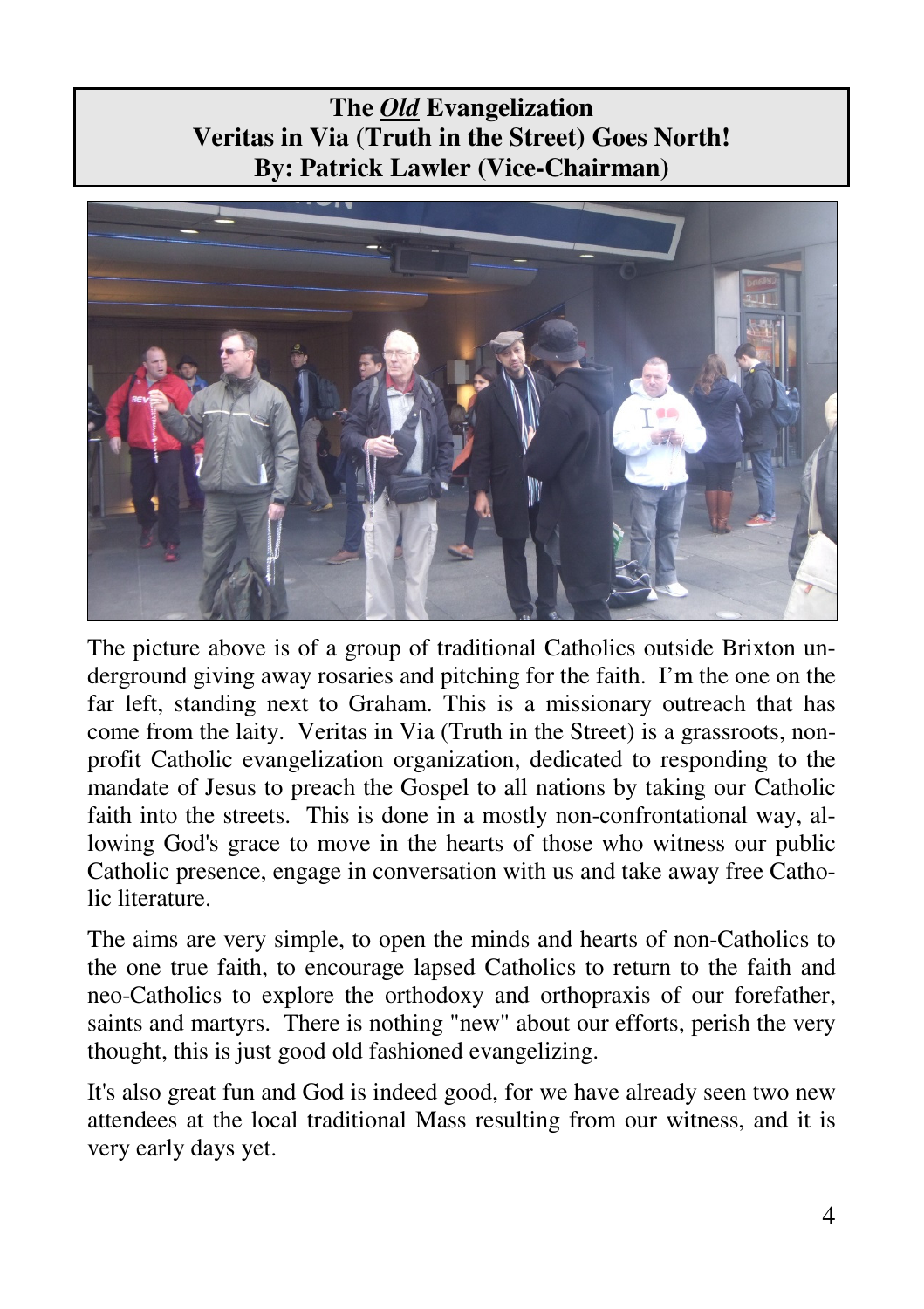**The *Old* Evangelization**
**Veritas in Via (Truth in the Street) Goes North!**
**By: Patrick Lawler (Vice-Chairman)**

The picture above is of a group of traditional Catholics outside Brixton underground giving away rosaries and pitching for the faith. I'm the one on the far left, standing next to Graham. This is a missionary outreach that has come from the laity. Veritas in Via (Truth in the Street) is a grassroots, non-profit Catholic evangelization organization, dedicated to responding to the mandate of Jesus to preach the Gospel to all nations by taking our Catholic faith into the streets. This is done in a mostly non-confrontational way, allowing God's grace to move in the hearts of those who witness our public Catholic presence, engage in conversation with us and take away free Catholic literature.

The aims are very simple, to open the minds and hearts of non-Catholics to the one true faith, to encourage lapsed Catholics to return to the faith and neo-Catholics to explore the orthodoxy and orthopraxis of our forefather, saints and martyrs. There is nothing "new" about our efforts, perish the very thought, this is just good old fashioned evangelizing.

It's also great fun and God is indeed good, for we have already seen two new attendees at the local traditional Mass resulting from our witness, and it is very early days yet.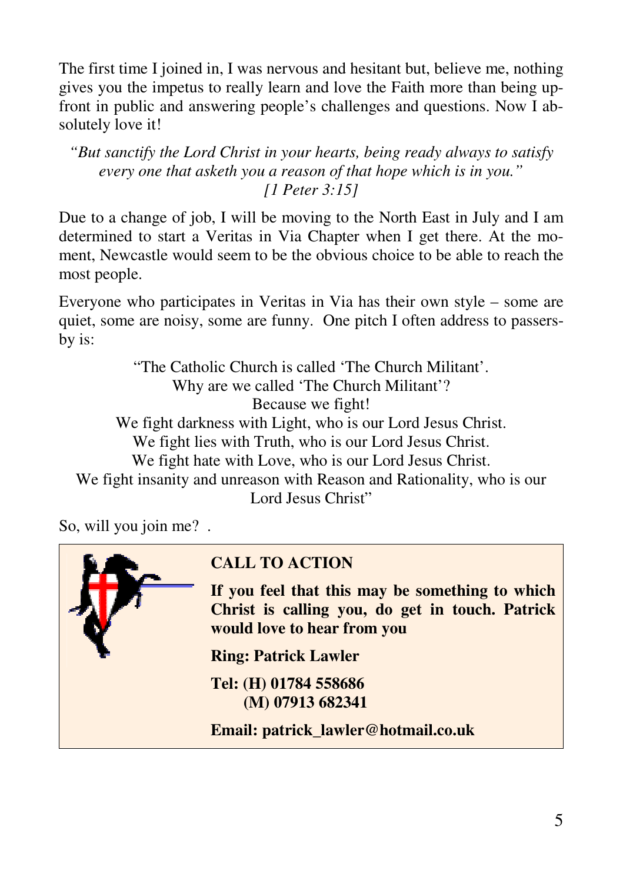The first time I joined in, I was nervous and hesitant but, believe me, nothing gives you the impetus to really learn and love the Faith more than being up-front in public and answering people's challenges and questions. Now I absolutely love it!

*"But sanctify the Lord Christ in your hearts, being ready always to satisfy every one that asketh you a reason of that hope which is in you." [1 Peter 3:15]*

Due to a change of job, I will be moving to the North East in July and I am determined to start a Veritas in Via Chapter when I get there. At the moment, Newcastle would seem to be the obvious choice to be able to reach the most people.

Everyone who participates in Veritas in Via has their own style – some are quiet, some are noisy, some are funny. One pitch I often address to passers-by is:

"The Catholic Church is called 'The Church Militant'.
Why are we called 'The Church Militant'?
Because we fight!
We fight darkness with Light, who is our Lord Jesus Christ.
We fight lies with Truth, who is our Lord Jesus Christ.
We fight hate with Love, who is our Lord Jesus Christ.
We fight insanity and unreason with Reason and Rationality, who is our Lord Jesus Christ"

So, will you join me? .

**CALL TO ACTION**

**If you feel that this may be something to which Christ is calling you, do get in touch. Patrick would love to hear from you**

**Ring: Patrick Lawler**

**Tel: (H) 01784 558686**
**(M) 07913 682341**

**Email: patrick_lawler@hotmail.co.uk**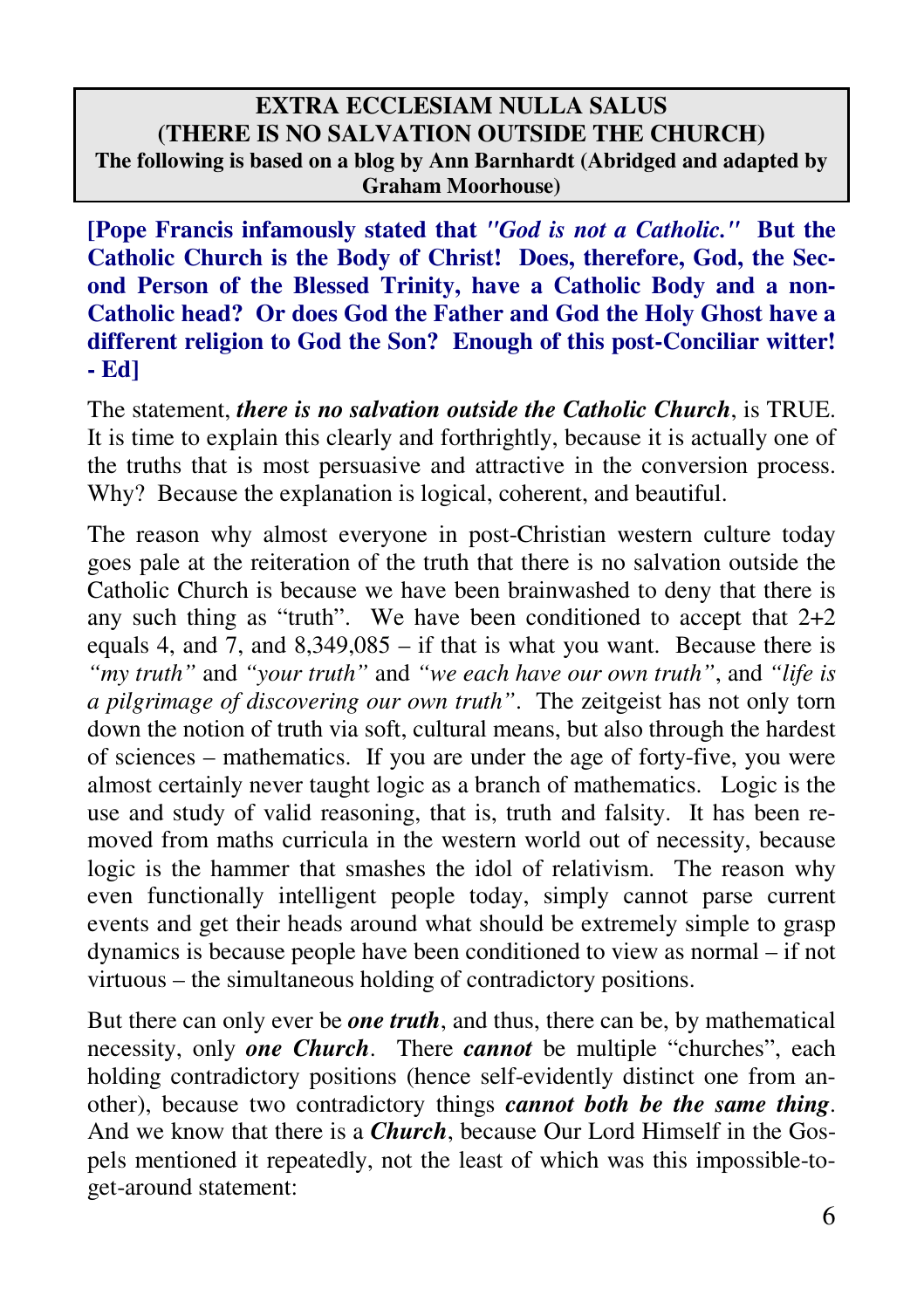**EXTRA ECCLESIAM NULLA SALUS**
**(THERE IS NO SALVATION OUTSIDE THE CHURCH)**
**The following is based on a blog by Ann Barnhardt (Abridged and adapted by Graham Moorhouse)**

**[Pope Francis infamously stated that *"God is not a Catholic."* But the Catholic Church is the Body of Christ! Does, therefore, God, the Second Person of the Blessed Trinity, have a Catholic Body and a non-Catholic head? Or does God the Father and God the Holy Ghost have a different religion to God the Son? Enough of this post-Conciliar witter! - Ed]**

The statement, ***there is no salvation outside the Catholic Church***, is TRUE. It is time to explain this clearly and forthrightly, because it is actually one of the truths that is most persuasive and attractive in the conversion process. Why? Because the explanation is logical, coherent, and beautiful.

The reason why almost everyone in post-Christian western culture today goes pale at the reiteration of the truth that there is no salvation outside the Catholic Church is because we have been brainwashed to deny that there is any such thing as "truth". We have been conditioned to accept that 2+2 equals 4, and 7, and 8,349,085 – if that is what you want. Because there is *"my truth"* and *"your truth"* and *"we each have our own truth"*, and *"life is a pilgrimage of discovering our own truth"*. The zeitgeist has not only torn down the notion of truth via soft, cultural means, but also through the hardest of sciences – mathematics. If you are under the age of forty-five, you were almost certainly never taught logic as a branch of mathematics. Logic is the use and study of valid reasoning, that is, truth and falsity. It has been removed from maths curricula in the western world out of necessity, because logic is the hammer that smashes the idol of relativism. The reason why even functionally intelligent people today, simply cannot parse current events and get their heads around what should be extremely simple to grasp dynamics is because people have been conditioned to view as normal – if not virtuous – the simultaneous holding of contradictory positions.

But there can only ever be ***one truth***, and thus, there can be, by mathematical necessity, only ***one Church***. There ***cannot*** be multiple "churches", each holding contradictory positions (hence self-evidently distinct one from another), because two contradictory things ***cannot both be the same thing***. And we know that there is a ***Church***, because Our Lord Himself in the Gospels mentioned it repeatedly, not the least of which was this impossible-to-get-around statement: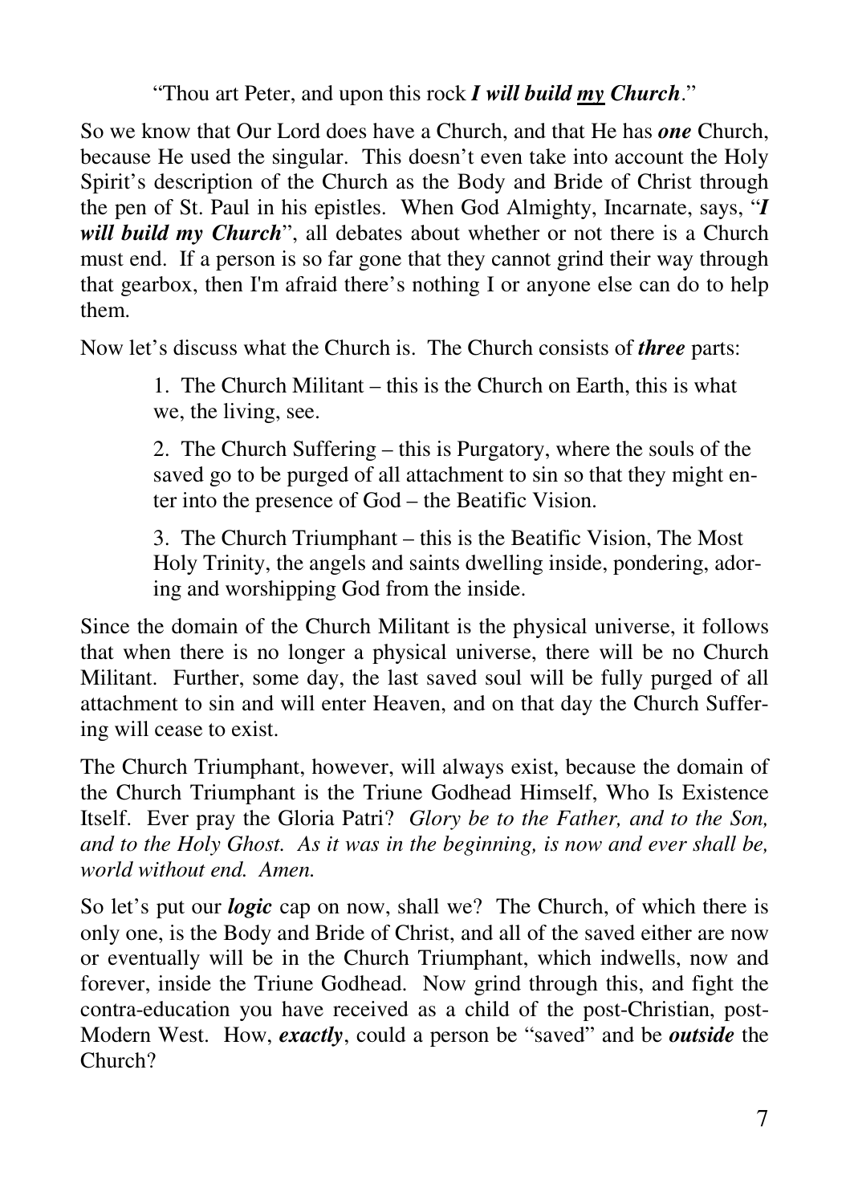“Thou art Peter, and upon this rock ***I will build my Church***.”

So we know that Our Lord does have a Church, and that He has ***one*** Church, because He used the singular. This doesn’t even take into account the Holy Spirit’s description of the Church as the Body and Bride of Christ through the pen of St. Paul in his epistles. When God Almighty, Incarnate, says, “***I will build my Church***”, all debates about whether or not there is a Church must end. If a person is so far gone that they cannot grind their way through that gearbox, then I'm afraid there’s nothing I or anyone else can do to help them.

Now let’s discuss what the Church is. The Church consists of ***three*** parts:

1. The Church Militant – this is the Church on Earth, this is what we, the living, see.

2. The Church Suffering – this is Purgatory, where the souls of the saved go to be purged of all attachment to sin so that they might enter into the presence of God – the Beatific Vision.

3. The Church Triumphant – this is the Beatific Vision, The Most Holy Trinity, the angels and saints dwelling inside, pondering, adoring and worshipping God from the inside.

Since the domain of the Church Militant is the physical universe, it follows that when there is no longer a physical universe, there will be no Church Militant. Further, some day, the last saved soul will be fully purged of all attachment to sin and will enter Heaven, and on that day the Church Suffering will cease to exist.

The Church Triumphant, however, will always exist, because the domain of the Church Triumphant is the Triune Godhead Himself, Who Is Existence Itself. Ever pray the Gloria Patri? *Glory be to the Father, and to the Son, and to the Holy Ghost. As it was in the beginning, is now and ever shall be, world without end. Amen.*

So let’s put our ***logic*** cap on now, shall we? The Church, of which there is only one, is the Body and Bride of Christ, and all of the saved either are now or eventually will be in the Church Triumphant, which indwells, now and forever, inside the Triune Godhead. Now grind through this, and fight the contra-education you have received as a child of the post-Christian, post-Modern West. How, ***exactly***, could a person be “saved” and be ***outside*** the Church?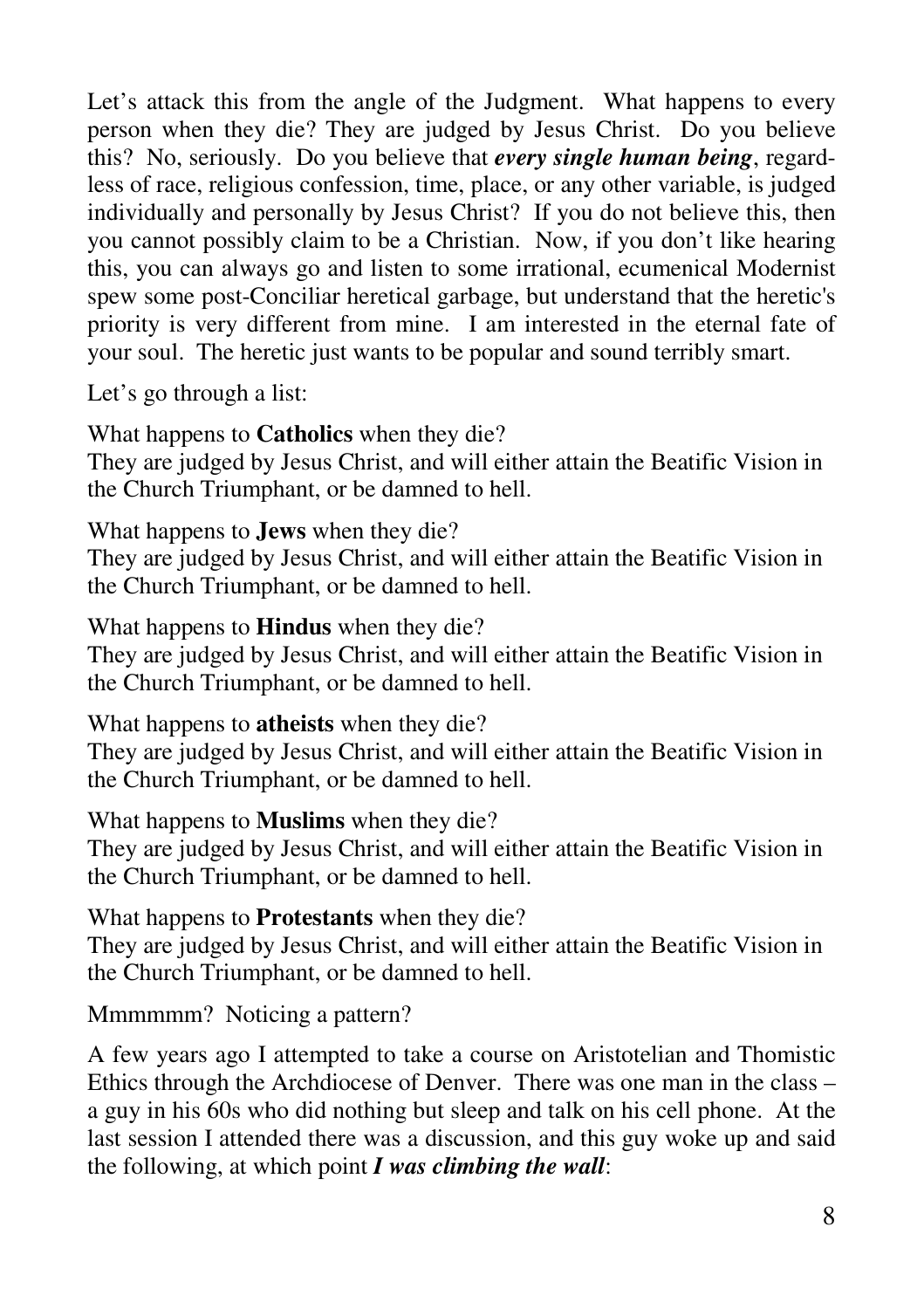Let's attack this from the angle of the Judgment. What happens to every person when they die? They are judged by Jesus Christ. Do you believe this? No, seriously. Do you believe that ***every single human being***, regardless of race, religious confession, time, place, or any other variable, is judged individually and personally by Jesus Christ? If you do not believe this, then you cannot possibly claim to be a Christian. Now, if you don't like hearing this, you can always go and listen to some irrational, ecumenical Modernist spew some post-Conciliar heretical garbage, but understand that the heretic's priority is very different from mine. I am interested in the eternal fate of your soul. The heretic just wants to be popular and sound terribly smart.

Let's go through a list:

What happens to **Catholics** when they die?
They are judged by Jesus Christ, and will either attain the Beatific Vision in the Church Triumphant, or be damned to hell.

What happens to **Jews** when they die?
They are judged by Jesus Christ, and will either attain the Beatific Vision in the Church Triumphant, or be damned to hell.

What happens to **Hindus** when they die?
They are judged by Jesus Christ, and will either attain the Beatific Vision in the Church Triumphant, or be damned to hell.

What happens to **atheists** when they die?
They are judged by Jesus Christ, and will either attain the Beatific Vision in the Church Triumphant, or be damned to hell.

What happens to **Muslims** when they die?
They are judged by Jesus Christ, and will either attain the Beatific Vision in the Church Triumphant, or be damned to hell.

What happens to **Protestants** when they die?
They are judged by Jesus Christ, and will either attain the Beatific Vision in the Church Triumphant, or be damned to hell.

Mmmmmm? Noticing a pattern?

A few years ago I attempted to take a course on Aristotelian and Thomistic Ethics through the Archdiocese of Denver. There was one man in the class – a guy in his 60s who did nothing but sleep and talk on his cell phone. At the last session I attended there was a discussion, and this guy woke up and said the following, at which point ***I was climbing the wall***: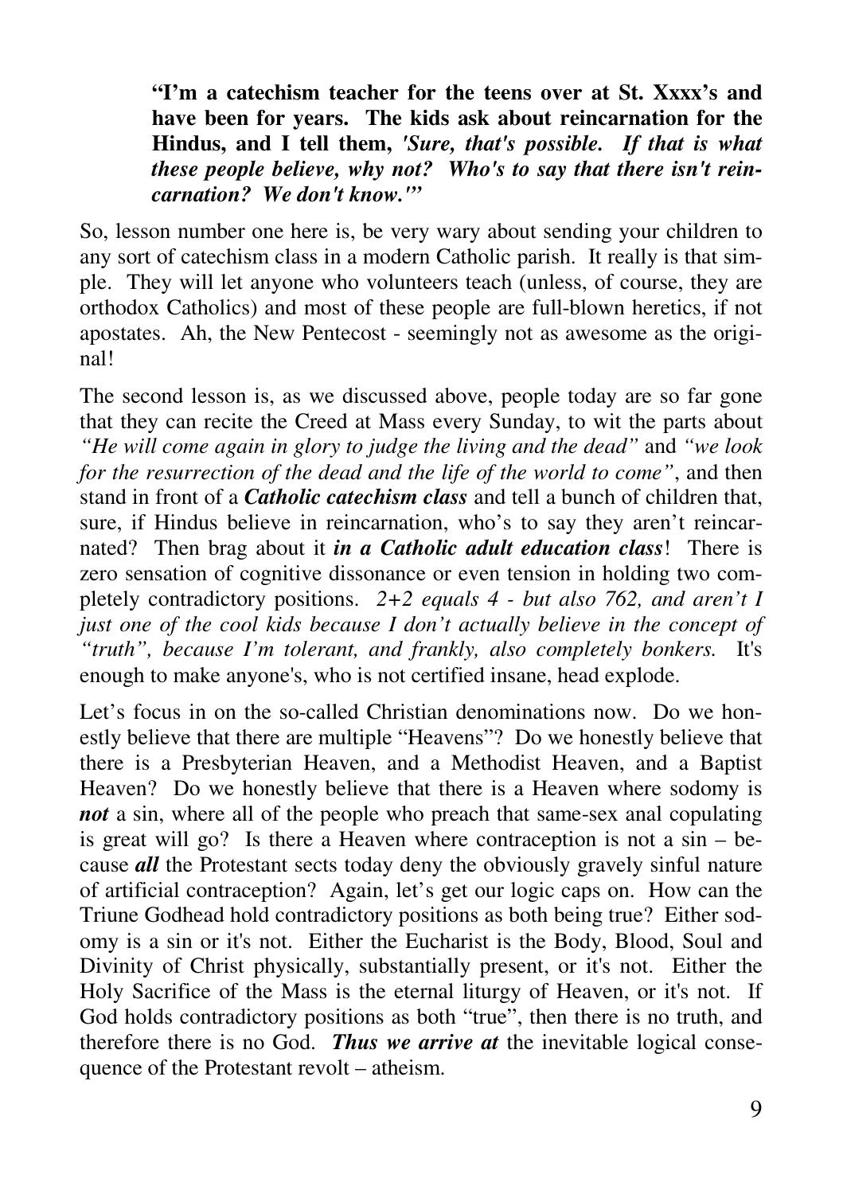> **"I'm a catechism teacher for the teens over at St. Xxxx's and have been for years. The kids ask about reincarnation for the Hindus, and I tell them, *'Sure, that's possible. If that is what these people believe, why not? Who's to say that there isn't reincarnation? We don't know.'"***

So, lesson number one here is, be very wary about sending your children to any sort of catechism class in a modern Catholic parish. It really is that simple. They will let anyone who volunteers teach (unless, of course, they are orthodox Catholics) and most of these people are full-blown heretics, if not apostates. Ah, the New Pentecost - seemingly not as awesome as the original!

The second lesson is, as we discussed above, people today are so far gone that they can recite the Creed at Mass every Sunday, to wit the parts about *"He will come again in glory to judge the living and the dead"* and *"we look for the resurrection of the dead and the life of the world to come"*, and then stand in front of a ***Catholic catechism class*** and tell a bunch of children that, sure, if Hindus believe in reincarnation, who's to say they aren't reincarnated? Then brag about it ***in a Catholic adult education class***! There is zero sensation of cognitive dissonance or even tension in holding two completely contradictory positions. *2+2 equals 4 - but also 762, and aren't I just one of the cool kids because I don't actually believe in the concept of "truth", because I'm tolerant, and frankly, also completely bonkers.* It's enough to make anyone's, who is not certified insane, head explode.

Let's focus in on the so-called Christian denominations now. Do we honestly believe that there are multiple "Heavens"? Do we honestly believe that there is a Presbyterian Heaven, and a Methodist Heaven, and a Baptist Heaven? Do we honestly believe that there is a Heaven where sodomy is ***not*** a sin, where all of the people who preach that same-sex anal copulating is great will go? Is there a Heaven where contraception is not a sin – because ***all*** the Protestant sects today deny the obviously gravely sinful nature of artificial contraception? Again, let's get our logic caps on. How can the Triune Godhead hold contradictory positions as both being true? Either sodomy is a sin or it's not. Either the Eucharist is the Body, Blood, Soul and Divinity of Christ physically, substantially present, or it's not. Either the Holy Sacrifice of the Mass is the eternal liturgy of Heaven, or it's not. If God holds contradictory positions as both "true", then there is no truth, and therefore there is no God. ***Thus we arrive at*** the inevitable logical consequence of the Protestant revolt – atheism.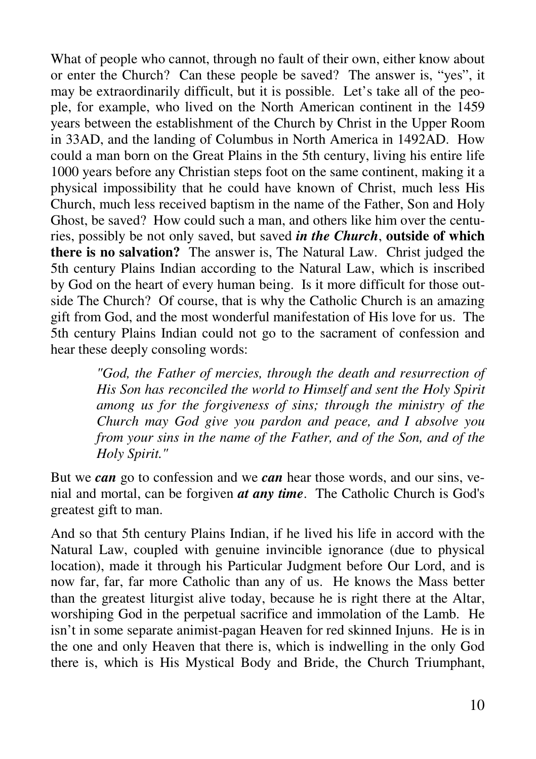What of people who cannot, through no fault of their own, either know about or enter the Church? Can these people be saved? The answer is, "yes", it may be extraordinarily difficult, but it is possible. Let's take all of the people, for example, who lived on the North American continent in the 1459 years between the establishment of the Church by Christ in the Upper Room in 33AD, and the landing of Columbus in North America in 1492AD. How could a man born on the Great Plains in the 5th century, living his entire life 1000 years before any Christian steps foot on the same continent, making it a physical impossibility that he could have known of Christ, much less His Church, much less received baptism in the name of the Father, Son and Holy Ghost, be saved? How could such a man, and others like him over the centuries, possibly be not only saved, but saved ***in the Church***, **outside of which there is no salvation?** The answer is, The Natural Law. Christ judged the 5th century Plains Indian according to the Natural Law, which is inscribed by God on the heart of every human being. Is it more difficult for those outside The Church? Of course, that is why the Catholic Church is an amazing gift from God, and the most wonderful manifestation of His love for us. The 5th century Plains Indian could not go to the sacrament of confession and hear these deeply consoling words:

> *"God, the Father of mercies, through the death and resurrection of His Son has reconciled the world to Himself and sent the Holy Spirit among us for the forgiveness of sins; through the ministry of the Church may God give you pardon and peace, and I absolve you from your sins in the name of the Father, and of the Son, and of the Holy Spirit."*

But we ***can*** go to confession and we ***can*** hear those words, and our sins, venial and mortal, can be forgiven ***at any time***. The Catholic Church is God's greatest gift to man.

And so that 5th century Plains Indian, if he lived his life in accord with the Natural Law, coupled with genuine invincible ignorance (due to physical location), made it through his Particular Judgment before Our Lord, and is now far, far, far more Catholic than any of us. He knows the Mass better than the greatest liturgist alive today, because he is right there at the Altar, worshiping God in the perpetual sacrifice and immolation of the Lamb. He isn't in some separate animist-pagan Heaven for red skinned Injuns. He is in the one and only Heaven that there is, which is indwelling in the only God there is, which is His Mystical Body and Bride, the Church Triumphant,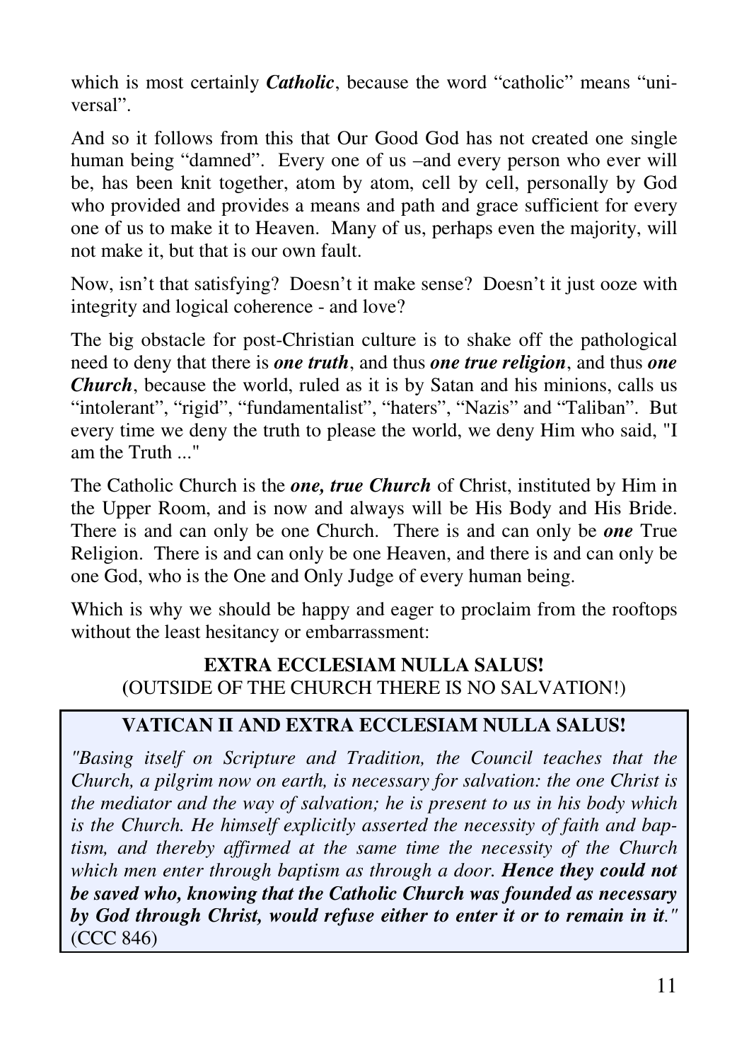which is most certainly ***Catholic***, because the word "catholic" means "universal".

And so it follows from this that Our Good God has not created one single human being "damned". Every one of us –and every person who ever will be, has been knit together, atom by atom, cell by cell, personally by God who provided and provides a means and path and grace sufficient for every one of us to make it to Heaven. Many of us, perhaps even the majority, will not make it, but that is our own fault.

Now, isn't that satisfying? Doesn't it make sense? Doesn't it just ooze with integrity and logical coherence - and love?

The big obstacle for post-Christian culture is to shake off the pathological need to deny that there is ***one truth***, and thus ***one true religion***, and thus ***one Church***, because the world, ruled as it is by Satan and his minions, calls us "intolerant", "rigid", "fundamentalist", "haters", "Nazis" and "Taliban". But every time we deny the truth to please the world, we deny Him who said, "I am the Truth ..."

The Catholic Church is the ***one, true Church*** of Christ, instituted by Him in the Upper Room, and is now and always will be His Body and His Bride. There is and can only be one Church. There is and can only be ***one*** True Religion. There is and can only be one Heaven, and there is and can only be one God, who is the One and Only Judge of every human being.

Which is why we should be happy and eager to proclaim from the rooftops without the least hesitancy or embarrassment:

**EXTRA ECCLESIAM NULLA SALUS!**
(OUTSIDE OF THE CHURCH THERE IS NO SALVATION!)

**VATICAN II AND EXTRA ECCLESIAM NULLA SALUS!**

*"Basing itself on Scripture and Tradition, the Council teaches that the Church, a pilgrim now on earth, is necessary for salvation: the one Christ is the mediator and the way of salvation; he is present to us in his body which is the Church. He himself explicitly asserted the necessity of faith and baptism, and thereby affirmed at the same time the necessity of the Church which men enter through baptism as through a door.* ***Hence they could not be saved who, knowing that the Catholic Church was founded as necessary by God through Christ, would refuse either to enter it or to remain in it****."* (CCC 846)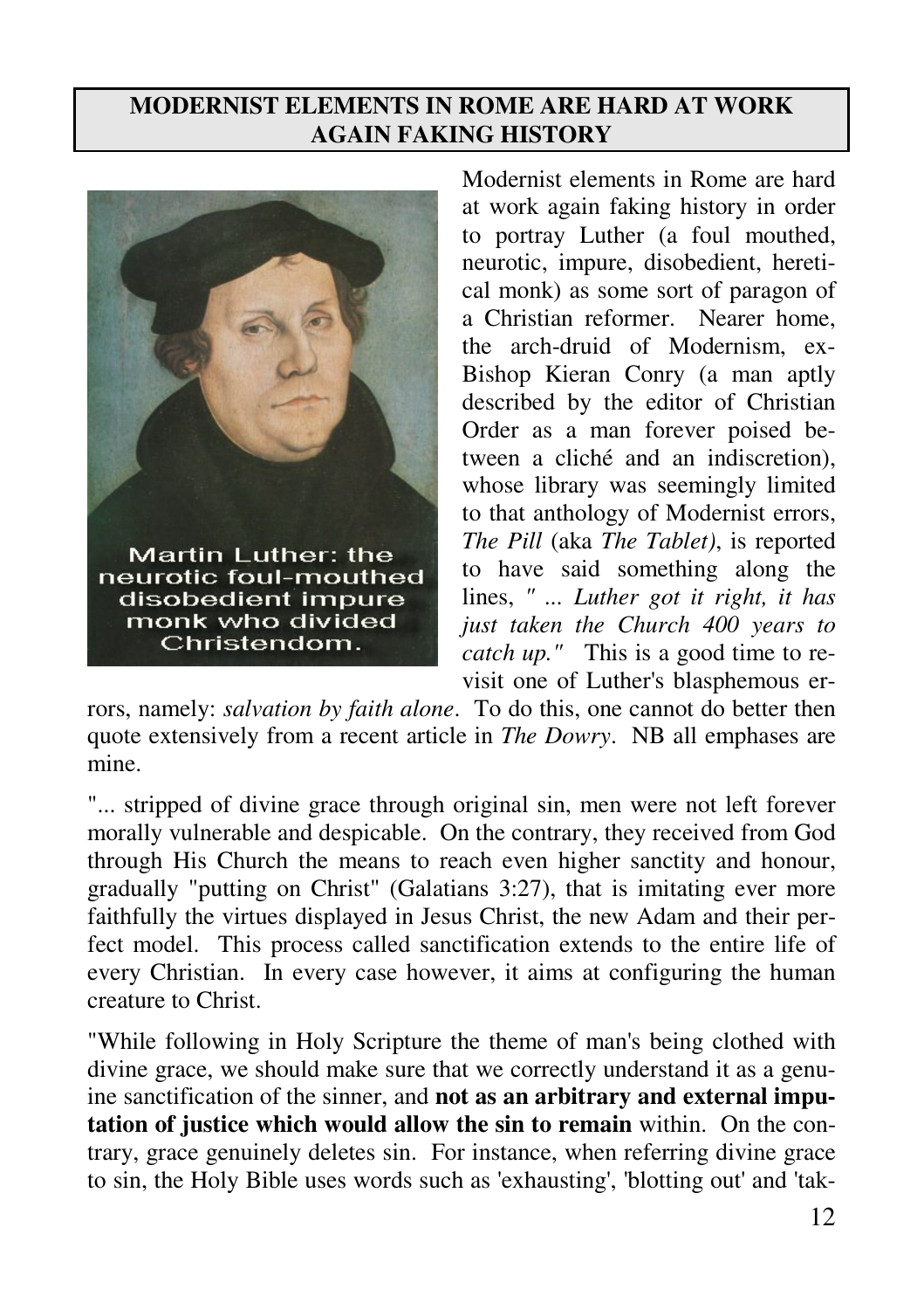## MODERNIST ELEMENTS IN ROME ARE HARD AT WORK AGAIN FAKING HISTORY

Martin Luther: the neurotic foul-mouthed disobedient impure monk who divided Christendom.

Modernist elements in Rome are hard at work again faking history in order to portray Luther (a foul mouthed, neurotic, impure, disobedient, heretical monk) as some sort of paragon of a Christian reformer. Nearer home, the arch-druid of Modernism, ex-Bishop Kieran Conry (a man aptly described by the editor of Christian Order as a man forever poised between a cliché and an indiscretion), whose library was seemingly limited to that anthology of Modernist errors, *The Pill* (aka *The Tablet)*, is reported to have said something along the lines, *" ... Luther got it right, it has just taken the Church 400 years to catch up."* This is a good time to revisit one of Luther's blasphemous errors, namely: *salvation by faith alone*. To do this, one cannot do better then quote extensively from a recent article in *The Dowry*. NB all emphases are mine.

"... stripped of divine grace through original sin, men were not left forever morally vulnerable and despicable. On the contrary, they received from God through His Church the means to reach even higher sanctity and honour, gradually "putting on Christ" (Galatians 3:27), that is imitating ever more faithfully the virtues displayed in Jesus Christ, the new Adam and their perfect model. This process called sanctification extends to the entire life of every Christian. In every case however, it aims at configuring the human creature to Christ.

"While following in Holy Scripture the theme of man's being clothed with divine grace, we should make sure that we correctly understand it as a genuine sanctification of the sinner, and **not as an arbitrary and external imputation of justice which would allow the sin to remain** within. On the contrary, grace genuinely deletes sin. For instance, when referring divine grace to sin, the Holy Bible uses words such as 'exhausting', 'blotting out' and 'tak-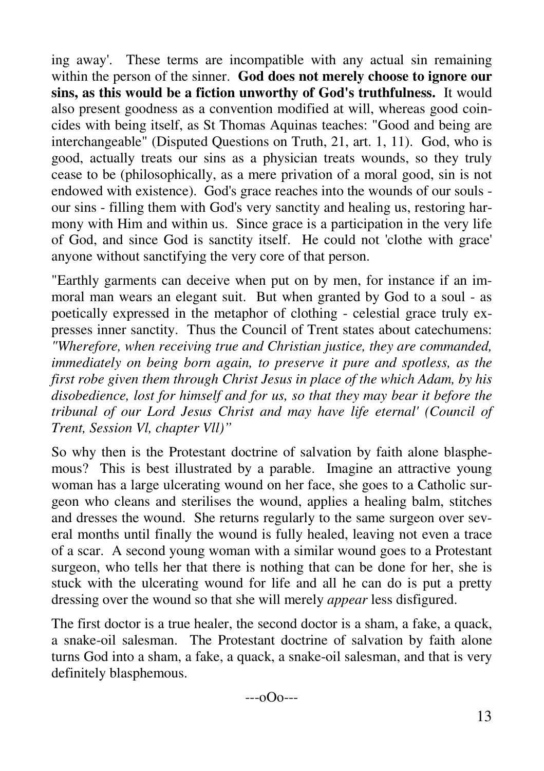ing away'. These terms are incompatible with any actual sin remaining within the person of the sinner. **God does not merely choose to ignore our sins, as this would be a fiction unworthy of God's truthfulness.** It would also present goodness as a convention modified at will, whereas good coincides with being itself, as St Thomas Aquinas teaches: "Good and being are interchangeable" (Disputed Questions on Truth, 21, art. 1, 11). God, who is good, actually treats our sins as a physician treats wounds, so they truly cease to be (philosophically, as a mere privation of a moral good, sin is not endowed with existence). God's grace reaches into the wounds of our souls - our sins - filling them with God's very sanctity and healing us, restoring harmony with Him and within us. Since grace is a participation in the very life of God, and since God is sanctity itself. He could not 'clothe with grace' anyone without sanctifying the very core of that person.

"Earthly garments can deceive when put on by men, for instance if an immoral man wears an elegant suit. But when granted by God to a soul - as poetically expressed in the metaphor of clothing - celestial grace truly expresses inner sanctity. Thus the Council of Trent states about catechumens: *"Wherefore, when receiving true and Christian justice, they are commanded, immediately on being born again, to preserve it pure and spotless, as the first robe given them through Christ Jesus in place of the which Adam, by his disobedience, lost for himself and for us, so that they may bear it before the tribunal of our Lord Jesus Christ and may have life eternal' (Council of Trent, Session Vl, chapter Vll)"*

So why then is the Protestant doctrine of salvation by faith alone blasphemous? This is best illustrated by a parable. Imagine an attractive young woman has a large ulcerating wound on her face, she goes to a Catholic surgeon who cleans and sterilises the wound, applies a healing balm, stitches and dresses the wound. She returns regularly to the same surgeon over several months until finally the wound is fully healed, leaving not even a trace of a scar. A second young woman with a similar wound goes to a Protestant surgeon, who tells her that there is nothing that can be done for her, she is stuck with the ulcerating wound for life and all he can do is put a pretty dressing over the wound so that she will merely *appear* less disfigured.

The first doctor is a true healer, the second doctor is a sham, a fake, a quack, a snake-oil salesman. The Protestant doctrine of salvation by faith alone turns God into a sham, a fake, a quack, a snake-oil salesman, and that is very definitely blasphemous.

---oOo---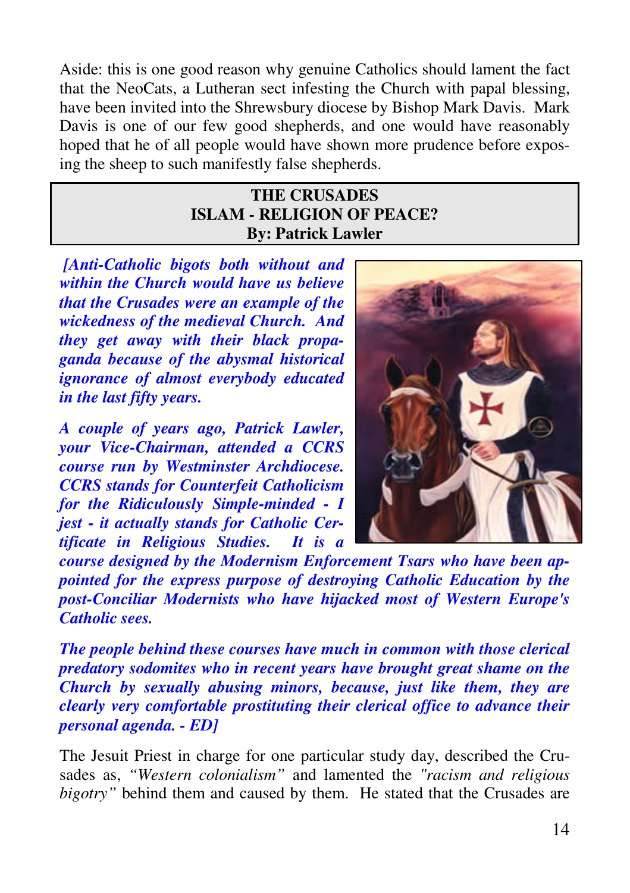Aside: this is one good reason why genuine Catholics should lament the fact that the NeoCats, a Lutheran sect infesting the Church with papal blessing, have been invited into the Shrewsbury diocese by Bishop Mark Davis. Mark Davis is one of our few good shepherds, and one would have reasonably hoped that he of all people would have shown more prudence before exposing the sheep to such manifestly false shepherds.

## THE CRUSADES
## ISLAM - RELIGION OF PEACE?
**By: Patrick Lawler**

***[Anti-Catholic bigots both without and within the Church would have us believe that the Crusades were an example of the wickedness of the medieval Church. And they get away with their black propaganda because of the abysmal historical ignorance of almost everybody educated in the last fifty years.***

***A couple of years ago, Patrick Lawler, your Vice-Chairman, attended a CCRS course run by Westminster Archdiocese. CCRS stands for Counterfeit Catholicism for the Ridiculously Simple-minded - I jest - it actually stands for Catholic Certificate in Religious Studies. It is a course designed by the Modernism Enforcement Tsars who have been appointed for the express purpose of destroying Catholic Education by the post-Conciliar Modernists who have hijacked most of Western Europe's Catholic sees.***

***The people behind these courses have much in common with those clerical predatory sodomites who in recent years have brought great shame on the Church by sexually abusing minors, because, just like them, they are clearly very comfortable prostituting their clerical office to advance their personal agenda. - ED]***

The Jesuit Priest in charge for one particular study day, described the Crusades as, *"Western colonialism"* and lamented the *"racism and religious bigotry"* behind them and caused by them. He stated that the Crusades are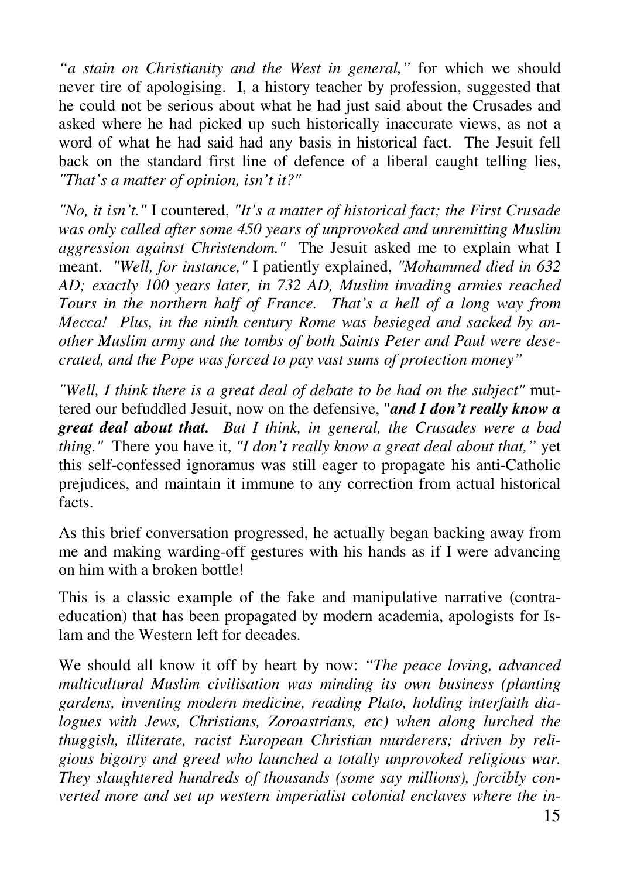*"a stain on Christianity and the West in general,"* for which we should never tire of apologising. I, a history teacher by profession, suggested that he could not be serious about what he had just said about the Crusades and asked where he had picked up such historically inaccurate views, as not a word of what he had said had any basis in historical fact. The Jesuit fell back on the standard first line of defence of a liberal caught telling lies, *"That's a matter of opinion, isn't it?"*

*"No, it isn't."* I countered, *"It's a matter of historical fact; the First Crusade was only called after some 450 years of unprovoked and unremitting Muslim aggression against Christendom."* The Jesuit asked me to explain what I meant. *"Well, for instance,"* I patiently explained, *"Mohammed died in 632 AD; exactly 100 years later, in 732 AD, Muslim invading armies reached Tours in the northern half of France. That's a hell of a long way from Mecca! Plus, in the ninth century Rome was besieged and sacked by another Muslim army and the tombs of both Saints Peter and Paul were desecrated, and the Pope was forced to pay vast sums of protection money"*

*"Well, I think there is a great deal of debate to be had on the subject"* muttered our befuddled Jesuit, now on the defensive, "***and I don't really know a great deal about that.*** *But I think, in general, the Crusades were a bad thing."* There you have it, *"I don't really know a great deal about that,"* yet this self-confessed ignoramus was still eager to propagate his anti-Catholic prejudices, and maintain it immune to any correction from actual historical facts.

As this brief conversation progressed, he actually began backing away from me and making warding-off gestures with his hands as if I were advancing on him with a broken bottle!

This is a classic example of the fake and manipulative narrative (contra-education) that has been propagated by modern academia, apologists for Islam and the Western left for decades.

We should all know it off by heart by now: *"The peace loving, advanced multicultural Muslim civilisation was minding its own business (planting gardens, inventing modern medicine, reading Plato, holding interfaith dialogues with Jews, Christians, Zoroastrians, etc) when along lurched the thuggish, illiterate, racist European Christian murderers; driven by religious bigotry and greed who launched a totally unprovoked religious war. They slaughtered hundreds of thousands (some say millions), forcibly converted more and set up western imperialist colonial enclaves where the in-*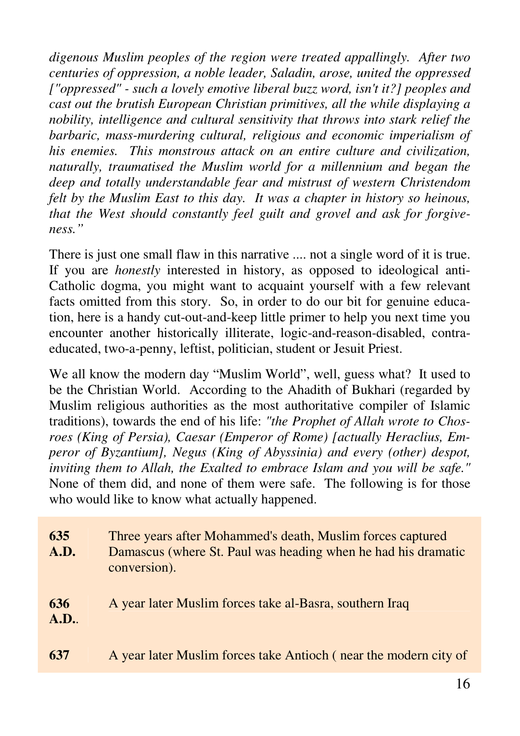*digenous Muslim peoples of the region were treated appallingly. After two centuries of oppression, a noble leader, Saladin, arose, united the oppressed ["oppressed" - such a lovely emotive liberal buzz word, isn't it?] peoples and cast out the brutish European Christian primitives, all the while displaying a nobility, intelligence and cultural sensitivity that throws into stark relief the barbaric, mass-murdering cultural, religious and economic imperialism of his enemies. This monstrous attack on an entire culture and civilization, naturally, traumatised the Muslim world for a millennium and began the deep and totally understandable fear and mistrust of western Christendom felt by the Muslim East to this day. It was a chapter in history so heinous, that the West should constantly feel guilt and grovel and ask for forgiveness."*

There is just one small flaw in this narrative .... not a single word of it is true. If you are *honestly* interested in history, as opposed to ideological anti-Catholic dogma, you might want to acquaint yourself with a few relevant facts omitted from this story. So, in order to do our bit for genuine education, here is a handy cut-out-and-keep little primer to help you next time you encounter another historically illiterate, logic-and-reason-disabled, contra-educated, two-a-penny, leftist, politician, student or Jesuit Priest.

We all know the modern day "Muslim World", well, guess what? It used to be the Christian World. According to the Ahadith of Bukhari (regarded by Muslim religious authorities as the most authoritative compiler of Islamic traditions), towards the end of his life: *"the Prophet of Allah wrote to Chosroes (King of Persia), Caesar (Emperor of Rome) [actually Heraclius, Emperor of Byzantium], Negus (King of Abyssinia) and every (other) despot, inviting them to Allah, the Exalted to embrace Islam and you will be safe."* None of them did, and none of them were safe. The following is for those who would like to know what actually happened.

| | |
|---|---|
| **635 A.D.** | Three years after Mohammed's death, Muslim forces captured Damascus (where St. Paul was heading when he had his dramatic conversion). |
| **636 A.D.**. | A year later Muslim forces take al-Basra, southern Iraq |
| **637** | A year later Muslim forces take Antioch ( near the modern city of |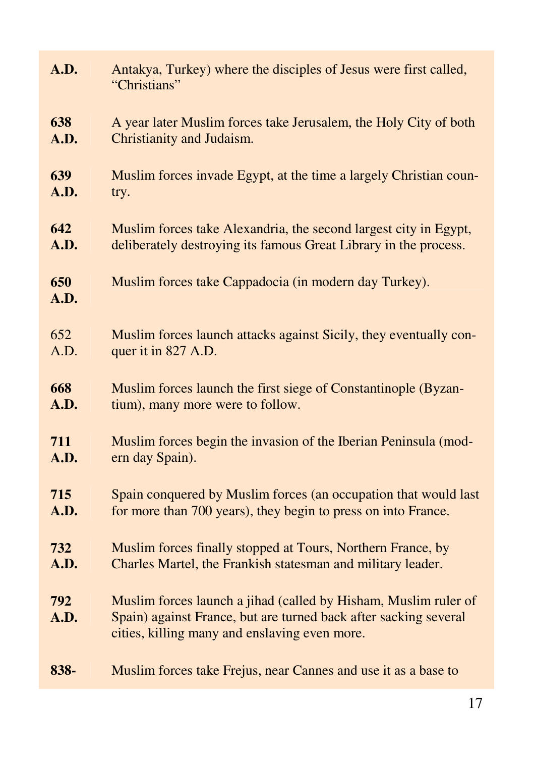| | |
|---|---|
| **A.D.** | Antakya, Turkey) where the disciples of Jesus were first called, "Christians" |
| **638 A.D.** | A year later Muslim forces take Jerusalem, the Holy City of both Christianity and Judaism. |
| **639 A.D.** | Muslim forces invade Egypt, at the time a largely Christian country. |
| **642 A.D.** | Muslim forces take Alexandria, the second largest city in Egypt, deliberately destroying its famous Great Library in the process. |
| **650 A.D.** | Muslim forces take Cappadocia (in modern day Turkey). |
| 652 A.D. | Muslim forces launch attacks against Sicily, they eventually conquer it in 827 A.D. |
| **668 A.D.** | Muslim forces launch the first siege of Constantinople (Byzantium), many more were to follow. |
| **711 A.D.** | Muslim forces begin the invasion of the Iberian Peninsula (modern day Spain). |
| **715 A.D.** | Spain conquered by Muslim forces (an occupation that would last for more than 700 years), they begin to press on into France. |
| **732 A.D.** | Muslim forces finally stopped at Tours, Northern France, by Charles Martel, the Frankish statesman and military leader. |
| **792 A.D.** | Muslim forces launch a jihad (called by Hisham, Muslim ruler of Spain) against France, but are turned back after sacking several cities, killing many and enslaving even more. |
| **838-** | Muslim forces take Frejus, near Cannes and use it as a base to |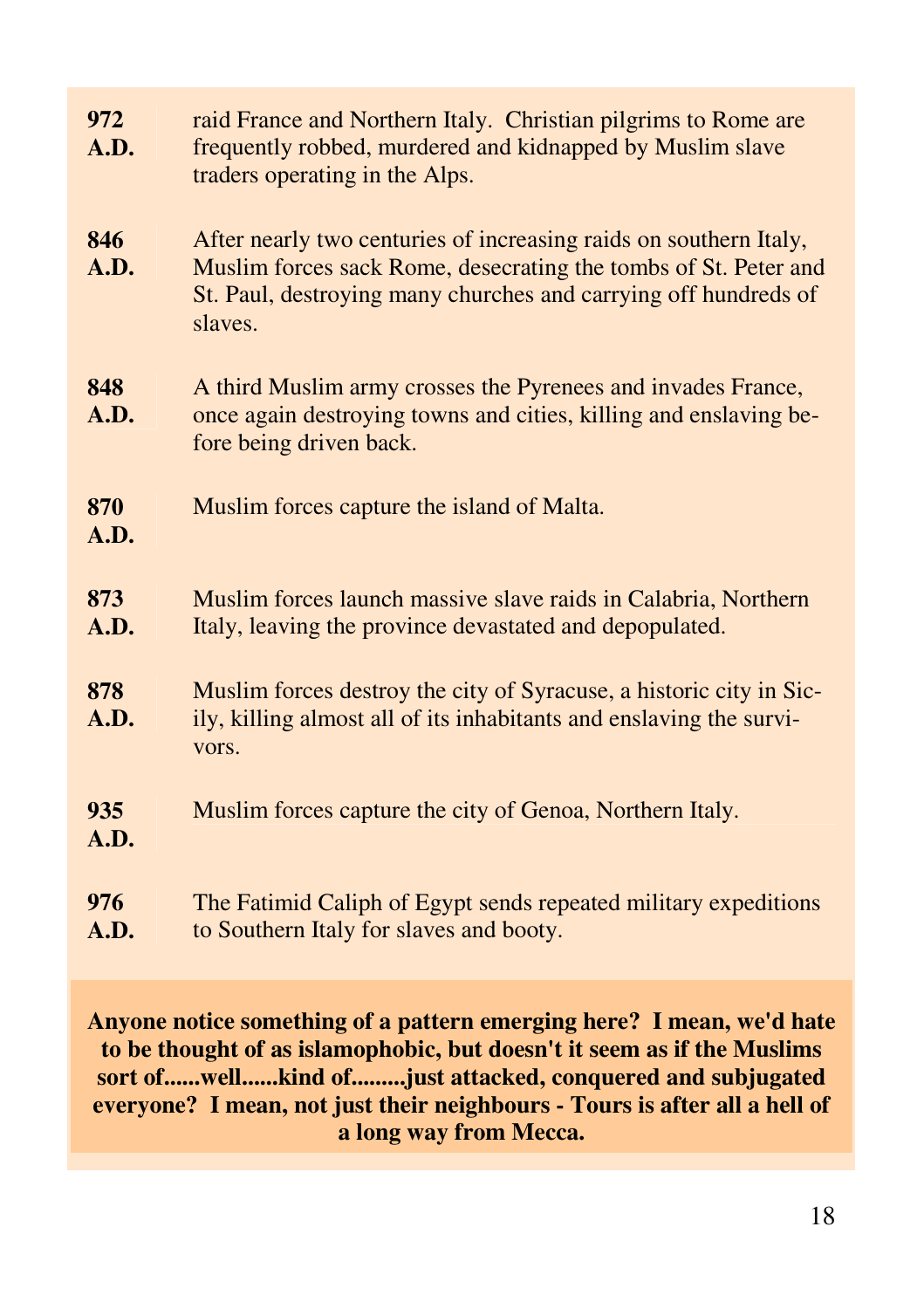| | |
|---|---|
| **972 A.D.** | raid France and Northern Italy. Christian pilgrims to Rome are frequently robbed, murdered and kidnapped by Muslim slave traders operating in the Alps. |
| **846 A.D.** | After nearly two centuries of increasing raids on southern Italy, Muslim forces sack Rome, desecrating the tombs of St. Peter and St. Paul, destroying many churches and carrying off hundreds of slaves. |
| **848 A.D.** | A third Muslim army crosses the Pyrenees and invades France, once again destroying towns and cities, killing and enslaving before being driven back. |
| **870 A.D.** | Muslim forces capture the island of Malta. |
| **873 A.D.** | Muslim forces launch massive slave raids in Calabria, Northern Italy, leaving the province devastated and depopulated. |
| **878 A.D.** | Muslim forces destroy the city of Syracuse, a historic city in Sicily, killing almost all of its inhabitants and enslaving the survivors. |
| **935 A.D.** | Muslim forces capture the city of Genoa, Northern Italy. |
| **976 A.D.** | The Fatimid Caliph of Egypt sends repeated military expeditions to Southern Italy for slaves and booty. |

**Anyone notice something of a pattern emerging here? I mean, we'd hate to be thought of as islamophobic, but doesn't it seem as if the Muslims sort of......well......kind of.........just attacked, conquered and subjugated everyone? I mean, not just their neighbours - Tours is after all a hell of a long way from Mecca.**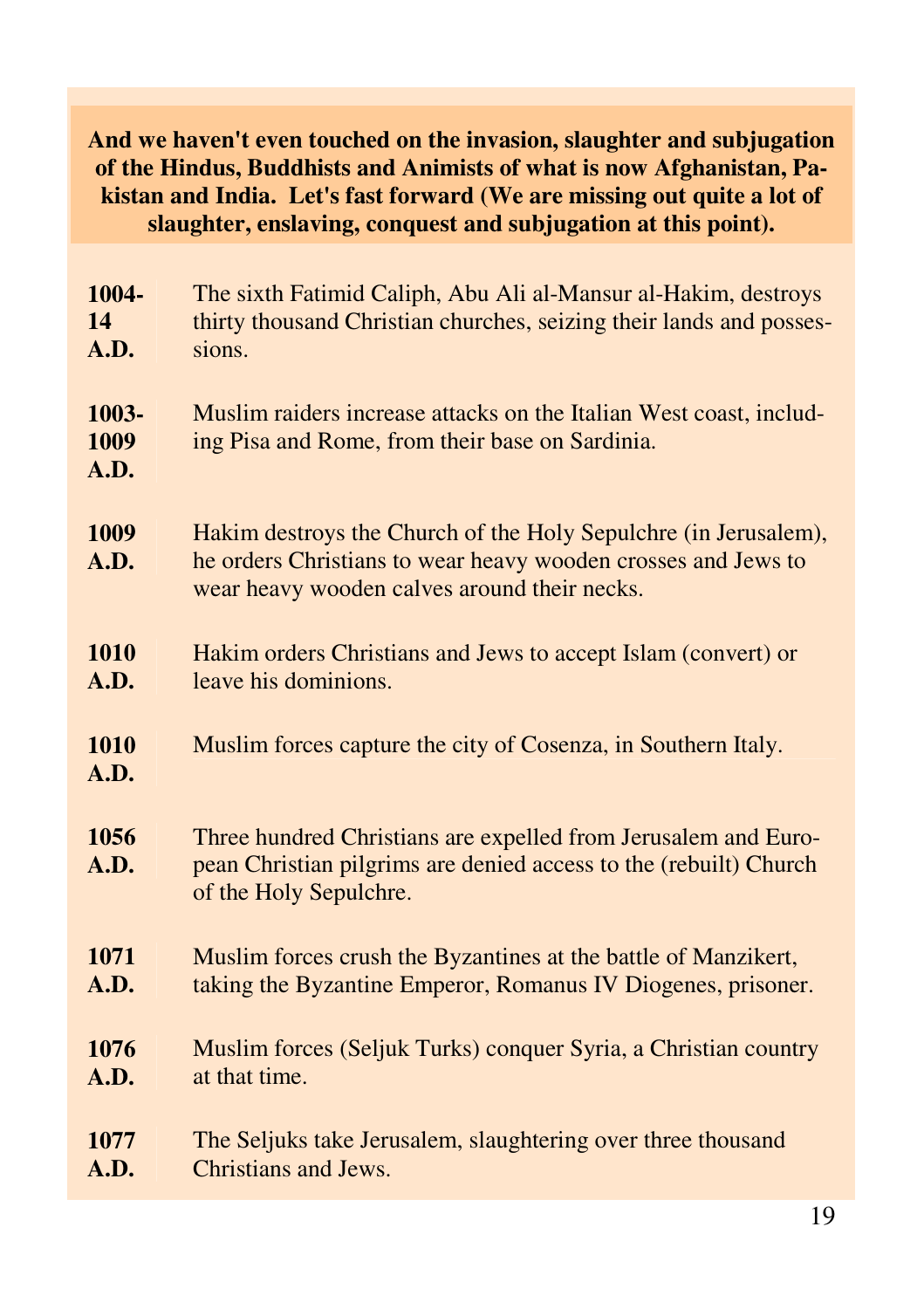**And we haven't even touched on the invasion, slaughter and subjugation of the Hindus, Buddhists and Animists of what is now Afghanistan, Pakistan and India. Let's fast forward (We are missing out quite a lot of slaughter, enslaving, conquest and subjugation at this point).**

| | |
|---|---|
| **1004-14 A.D.** | The sixth Fatimid Caliph, Abu Ali al-Mansur al-Hakim, destroys thirty thousand Christian churches, seizing their lands and possessions. |
| **1003-1009 A.D.** | Muslim raiders increase attacks on the Italian West coast, including Pisa and Rome, from their base on Sardinia. |
| **1009 A.D.** | Hakim destroys the Church of the Holy Sepulchre (in Jerusalem), he orders Christians to wear heavy wooden crosses and Jews to wear heavy wooden calves around their necks. |
| **1010 A.D.** | Hakim orders Christians and Jews to accept Islam (convert) or leave his dominions. |
| **1010 A.D.** | Muslim forces capture the city of Cosenza, in Southern Italy. |
| **1056 A.D.** | Three hundred Christians are expelled from Jerusalem and European Christian pilgrims are denied access to the (rebuilt) Church of the Holy Sepulchre. |
| **1071 A.D.** | Muslim forces crush the Byzantines at the battle of Manzikert, taking the Byzantine Emperor, Romanus IV Diogenes, prisoner. |
| **1076 A.D.** | Muslim forces (Seljuk Turks) conquer Syria, a Christian country at that time. |
| **1077 A.D.** | The Seljuks take Jerusalem, slaughtering over three thousand Christians and Jews. |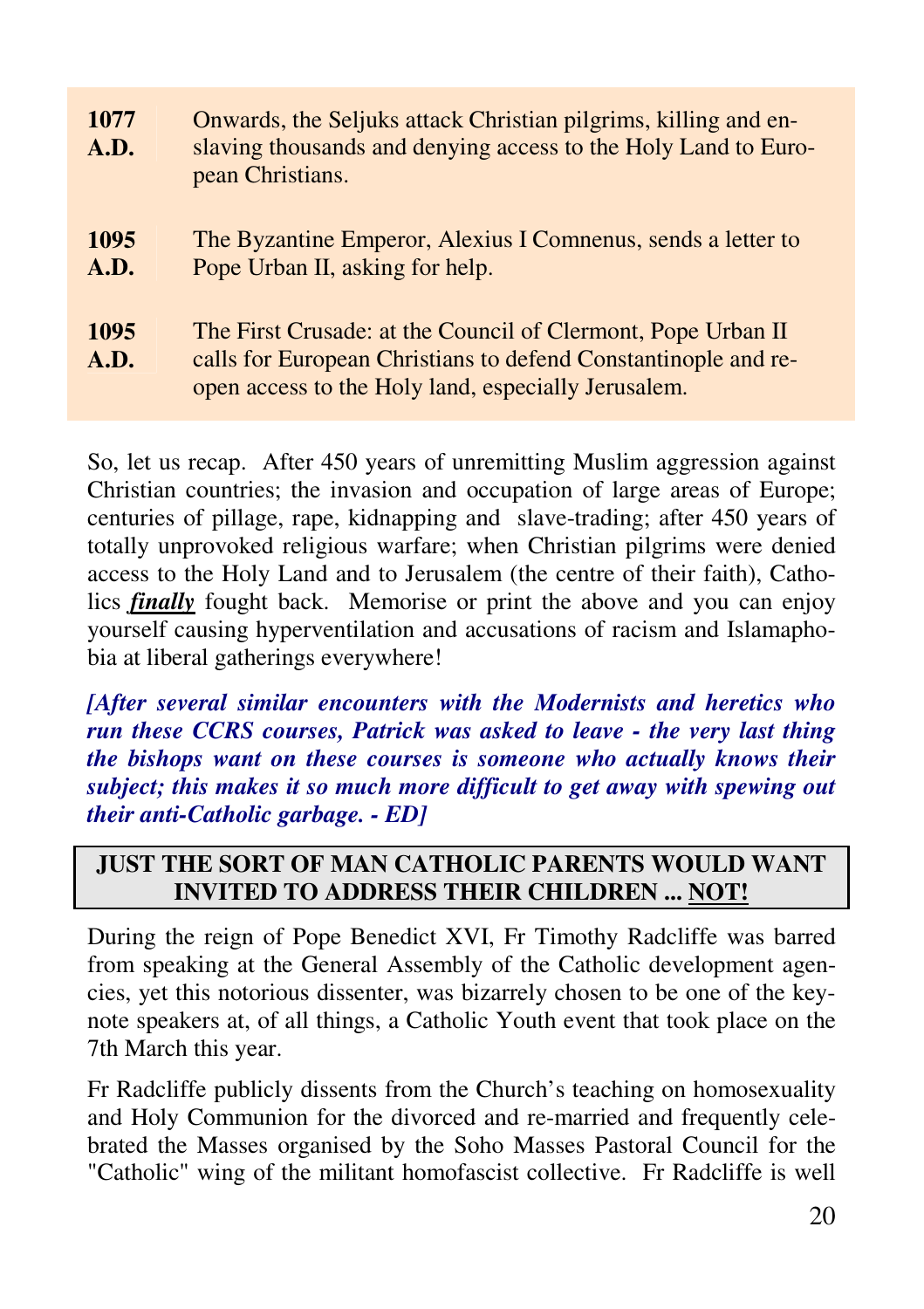| | |
|---|---|
| **1077 A.D.** | Onwards, the Seljuks attack Christian pilgrims, killing and enslaving thousands and denying access to the Holy Land to European Christians. |
| **1095 A.D.** | The Byzantine Emperor, Alexius I Comnenus, sends a letter to Pope Urban II, asking for help. |
| **1095 A.D.** | The First Crusade: at the Council of Clermont, Pope Urban II calls for European Christians to defend Constantinople and reopen access to the Holy land, especially Jerusalem. |

So, let us recap. After 450 years of unremitting Muslim aggression against Christian countries; the invasion and occupation of large areas of Europe; centuries of pillage, rape, kidnapping and slave-trading; after 450 years of totally unprovoked religious warfare; when Christian pilgrims were denied access to the Holy Land and to Jerusalem (the centre of their faith), Catholics ***finally*** fought back. Memorise or print the above and you can enjoy yourself causing hyperventilation and accusations of racism and Islamaphobia at liberal gatherings everywhere!

***[After several similar encounters with the Modernists and heretics who run these CCRS courses, Patrick was asked to leave - the very last thing the bishops want on these courses is someone who actually knows their subject; this makes it so much more difficult to get away with spewing out their anti-Catholic garbage. - ED]***

## JUST THE SORT OF MAN CATHOLIC PARENTS WOULD WANT INVITED TO ADDRESS THEIR CHILDREN ... NOT!

During the reign of Pope Benedict XVI, Fr Timothy Radcliffe was barred from speaking at the General Assembly of the Catholic development agencies, yet this notorious dissenter, was bizarrely chosen to be one of the keynote speakers at, of all things, a Catholic Youth event that took place on the 7th March this year.

Fr Radcliffe publicly dissents from the Church's teaching on homosexuality and Holy Communion for the divorced and re-married and frequently celebrated the Masses organised by the Soho Masses Pastoral Council for the "Catholic" wing of the militant homofascist collective. Fr Radcliffe is well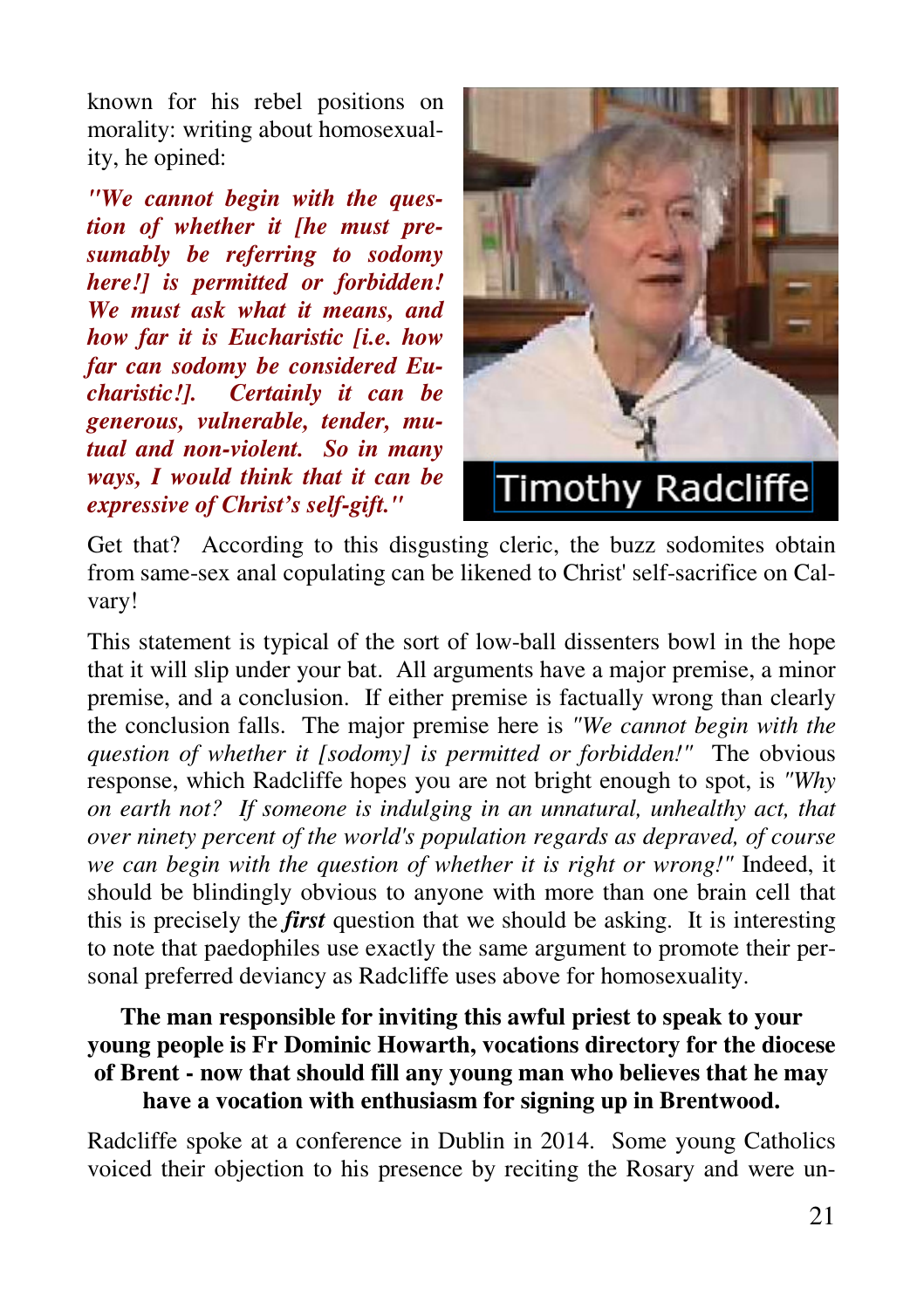known for his rebel positions on morality: writing about homosexuality, he opined:

***"We cannot begin with the question of whether it [he must presumably be referring to sodomy here!] is permitted or forbidden! We must ask what it means, and how far it is Eucharistic [i.e. how far can sodomy be considered Eucharistic!]. Certainly it can be generous, vulnerable, tender, mutual and non-violent. So in many ways, I would think that it can be expressive of Christ's self-gift."***

Timothy Radcliffe

Get that? According to this disgusting cleric, the buzz sodomites obtain from same-sex anal copulating can be likened to Christ' self-sacrifice on Calvary!

This statement is typical of the sort of low-ball dissenters bowl in the hope that it will slip under your bat. All arguments have a major premise, a minor premise, and a conclusion. If either premise is factually wrong than clearly the conclusion falls. The major premise here is *"We cannot begin with the question of whether it [sodomy] is permitted or forbidden!"* The obvious response, which Radcliffe hopes you are not bright enough to spot, is *"Why on earth not? If someone is indulging in an unnatural, unhealthy act, that over ninety percent of the world's population regards as depraved, of course we can begin with the question of whether it is right or wrong!"* Indeed, it should be blindingly obvious to anyone with more than one brain cell that this is precisely the ***first*** question that we should be asking. It is interesting to note that paedophiles use exactly the same argument to promote their personal preferred deviancy as Radcliffe uses above for homosexuality.

**The man responsible for inviting this awful priest to speak to your young people is Fr Dominic Howarth, vocations directory for the diocese of Brent - now that should fill any young man who believes that he may have a vocation with enthusiasm for signing up in Brentwood.**

Radcliffe spoke at a conference in Dublin in 2014. Some young Catholics voiced their objection to his presence by reciting the Rosary and were un-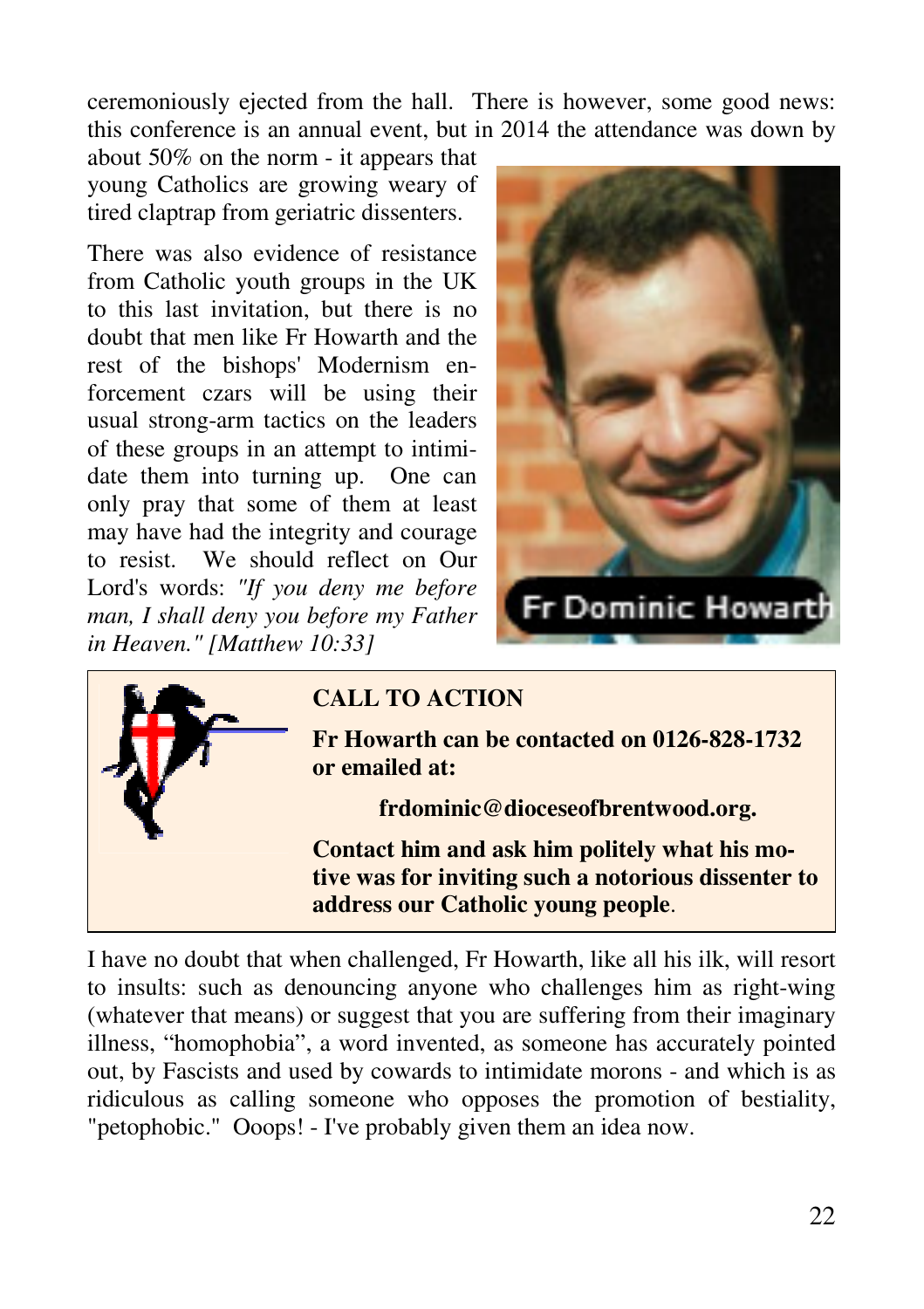ceremoniously ejected from the hall. There is however, some good news: this conference is an annual event, but in 2014 the attendance was down by about 50% on the norm - it appears that young Catholics are growing weary of tired claptrap from geriatric dissenters.

There was also evidence of resistance from Catholic youth groups in the UK to this last invitation, but there is no doubt that men like Fr Howarth and the rest of the bishops' Modernism enforcement czars will be using their usual strong-arm tactics on the leaders of these groups in an attempt to intimidate them into turning up. One can only pray that some of them at least may have had the integrity and courage to resist. We should reflect on Our Lord's words: *"If you deny me before man, I shall deny you before my Father in Heaven." [Matthew 10:33]*

Fr Dominic Howarth

**CALL TO ACTION**

**Fr Howarth can be contacted on 0126-828-1732 or emailed at:**

**frdominic@dioceseofbrentwood.org.**

**Contact him and ask him politely what his motive was for inviting such a notorious dissenter to address our Catholic young people**.

I have no doubt that when challenged, Fr Howarth, like all his ilk, will resort to insults: such as denouncing anyone who challenges him as right-wing (whatever that means) or suggest that you are suffering from their imaginary illness, "homophobia", a word invented, as someone has accurately pointed out, by Fascists and used by cowards to intimidate morons - and which is as ridiculous as calling someone who opposes the promotion of bestiality, "petophobic." Ooops! - I've probably given them an idea now.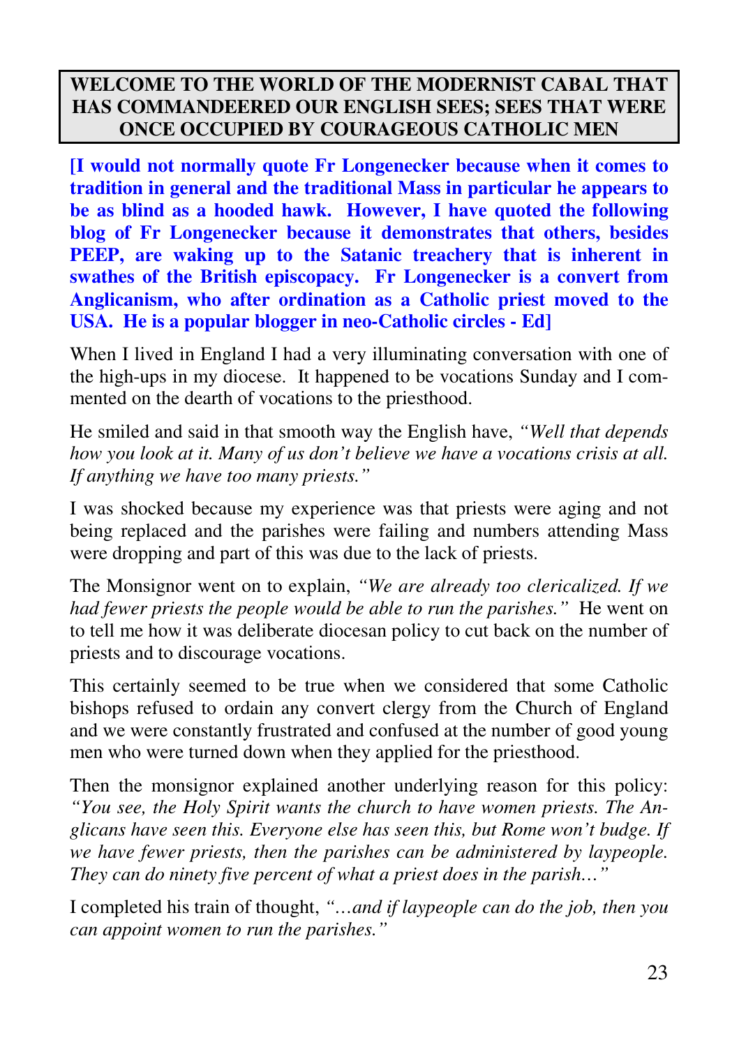**WELCOME TO THE WORLD OF THE MODERNIST CABAL THAT HAS COMMANDEERED OUR ENGLISH SEES; SEES THAT WERE ONCE OCCUPIED BY COURAGEOUS CATHOLIC MEN**

**[I would not normally quote Fr Longenecker because when it comes to tradition in general and the traditional Mass in particular he appears to be as blind as a hooded hawk. However, I have quoted the following blog of Fr Longenecker because it demonstrates that others, besides PEEP, are waking up to the Satanic treachery that is inherent in swathes of the British episcopacy. Fr Longenecker is a convert from Anglicanism, who after ordination as a Catholic priest moved to the USA. He is a popular blogger in neo-Catholic circles - Ed]**

When I lived in England I had a very illuminating conversation with one of the high-ups in my diocese. It happened to be vocations Sunday and I commented on the dearth of vocations to the priesthood.

He smiled and said in that smooth way the English have, *"Well that depends how you look at it. Many of us don't believe we have a vocations crisis at all. If anything we have too many priests."*

I was shocked because my experience was that priests were aging and not being replaced and the parishes were failing and numbers attending Mass were dropping and part of this was due to the lack of priests.

The Monsignor went on to explain, *"We are already too clericalized. If we had fewer priests the people would be able to run the parishes."* He went on to tell me how it was deliberate diocesan policy to cut back on the number of priests and to discourage vocations.

This certainly seemed to be true when we considered that some Catholic bishops refused to ordain any convert clergy from the Church of England and we were constantly frustrated and confused at the number of good young men who were turned down when they applied for the priesthood.

Then the monsignor explained another underlying reason for this policy: *"You see, the Holy Spirit wants the church to have women priests. The Anglicans have seen this. Everyone else has seen this, but Rome won't budge. If we have fewer priests, then the parishes can be administered by laypeople. They can do ninety five percent of what a priest does in the parish…"*

I completed his train of thought, *"…and if laypeople can do the job, then you can appoint women to run the parishes."*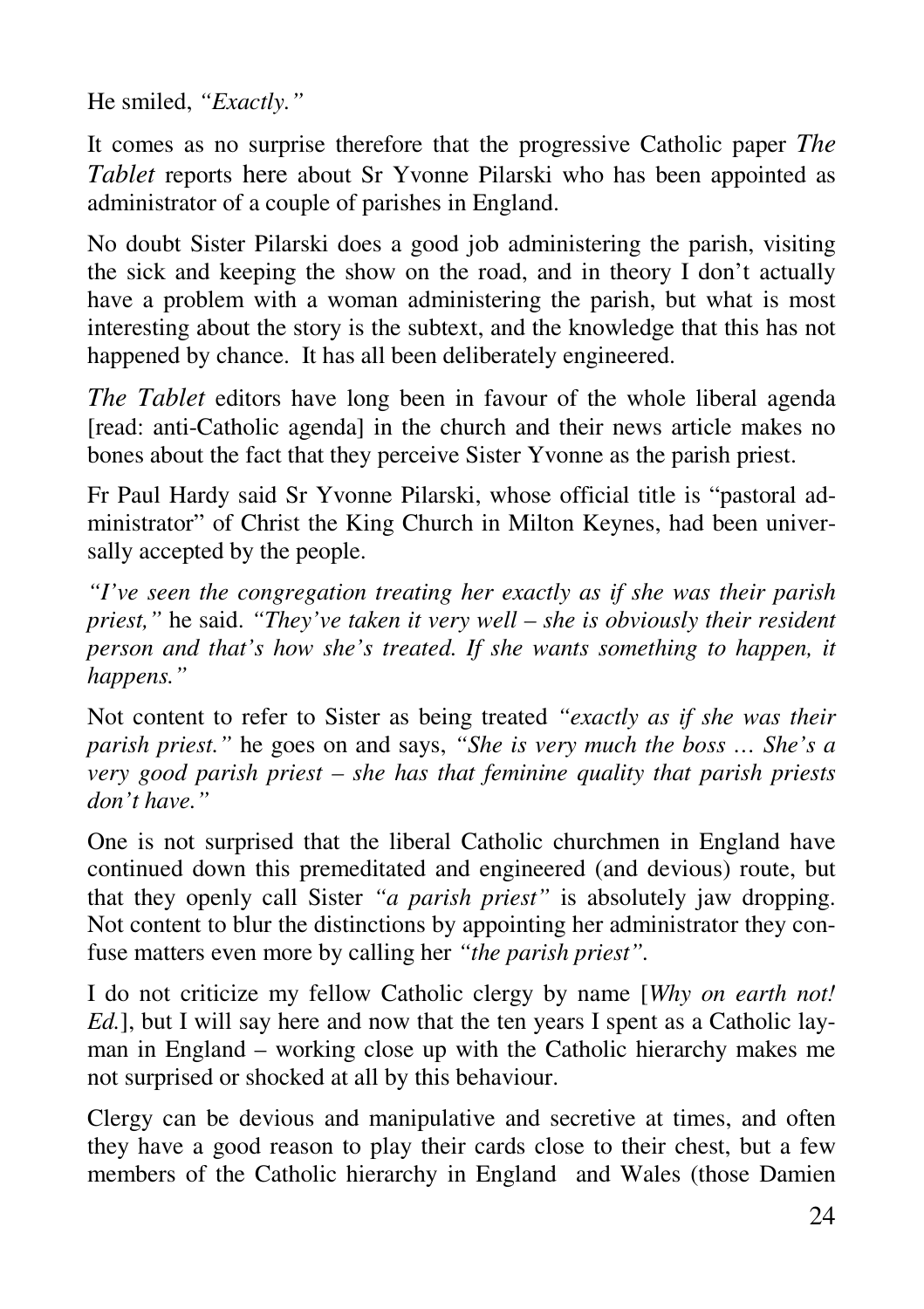He smiled, *"Exactly."*

It comes as no surprise therefore that the progressive Catholic paper *The Tablet* reports here about Sr Yvonne Pilarski who has been appointed as administrator of a couple of parishes in England.

No doubt Sister Pilarski does a good job administering the parish, visiting the sick and keeping the show on the road, and in theory I don't actually have a problem with a woman administering the parish, but what is most interesting about the story is the subtext, and the knowledge that this has not happened by chance. It has all been deliberately engineered.

*The Tablet* editors have long been in favour of the whole liberal agenda [read: anti-Catholic agenda] in the church and their news article makes no bones about the fact that they perceive Sister Yvonne as the parish priest.

Fr Paul Hardy said Sr Yvonne Pilarski, whose official title is "pastoral administrator" of Christ the King Church in Milton Keynes, had been universally accepted by the people.

*"I've seen the congregation treating her exactly as if she was their parish priest,"* he said. *"They've taken it very well – she is obviously their resident person and that's how she's treated. If she wants something to happen, it happens."*

Not content to refer to Sister as being treated *"exactly as if she was their parish priest."* he goes on and says, *"She is very much the boss … She's a very good parish priest – she has that feminine quality that parish priests don't have."*

One is not surprised that the liberal Catholic churchmen in England have continued down this premeditated and engineered (and devious) route, but that they openly call Sister *"a parish priest"* is absolutely jaw dropping. Not content to blur the distinctions by appointing her administrator they confuse matters even more by calling her *"the parish priest"*.

I do not criticize my fellow Catholic clergy by name [*Why on earth not! Ed.*], but I will say here and now that the ten years I spent as a Catholic layman in England – working close up with the Catholic hierarchy makes me not surprised or shocked at all by this behaviour.

Clergy can be devious and manipulative and secretive at times, and often they have a good reason to play their cards close to their chest, but a few members of the Catholic hierarchy in England and Wales (those Damien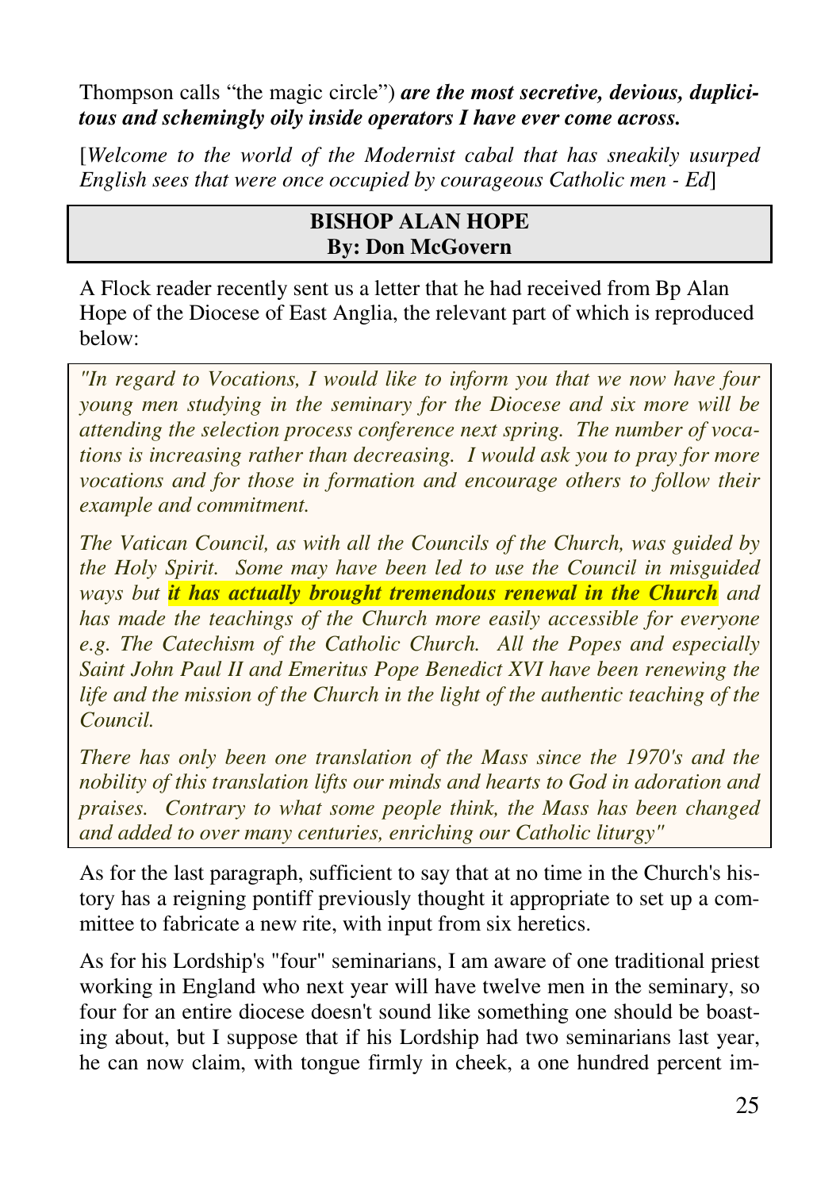Thompson calls "the magic circle") ***are the most secretive, devious, duplicitous and schemingly oily inside operators I have ever come across.***

[*Welcome to the world of the Modernist cabal that has sneakily usurped English sees that were once occupied by courageous Catholic men - Ed*]

## BISHOP ALAN HOPE
**By: Don McGovern**

A Flock reader recently sent us a letter that he had received from Bp Alan Hope of the Diocese of East Anglia, the relevant part of which is reproduced below:

> *"In regard to Vocations, I would like to inform you that we now have four young men studying in the seminary for the Diocese and six more will be attending the selection process conference next spring. The number of vocations is increasing rather than decreasing. I would ask you to pray for more vocations and for those in formation and encourage others to follow their example and commitment.*
>
> *The Vatican Council, as with all the Councils of the Church, was guided by the Holy Spirit. Some may have been led to use the Council in misguided ways but* ***it has actually brought tremendous renewal in the Church*** *and has made the teachings of the Church more easily accessible for everyone e.g. The Catechism of the Catholic Church. All the Popes and especially Saint John Paul II and Emeritus Pope Benedict XVI have been renewing the life and the mission of the Church in the light of the authentic teaching of the Council.*
>
> *There has only been one translation of the Mass since the 1970's and the nobility of this translation lifts our minds and hearts to God in adoration and praises. Contrary to what some people think, the Mass has been changed and added to over many centuries, enriching our Catholic liturgy"*

As for the last paragraph, sufficient to say that at no time in the Church's history has a reigning pontiff previously thought it appropriate to set up a committee to fabricate a new rite, with input from six heretics.

As for his Lordship's "four" seminarians, I am aware of one traditional priest working in England who next year will have twelve men in the seminary, so four for an entire diocese doesn't sound like something one should be boasting about, but I suppose that if his Lordship had two seminarians last year, he can now claim, with tongue firmly in cheek, a one hundred percent im-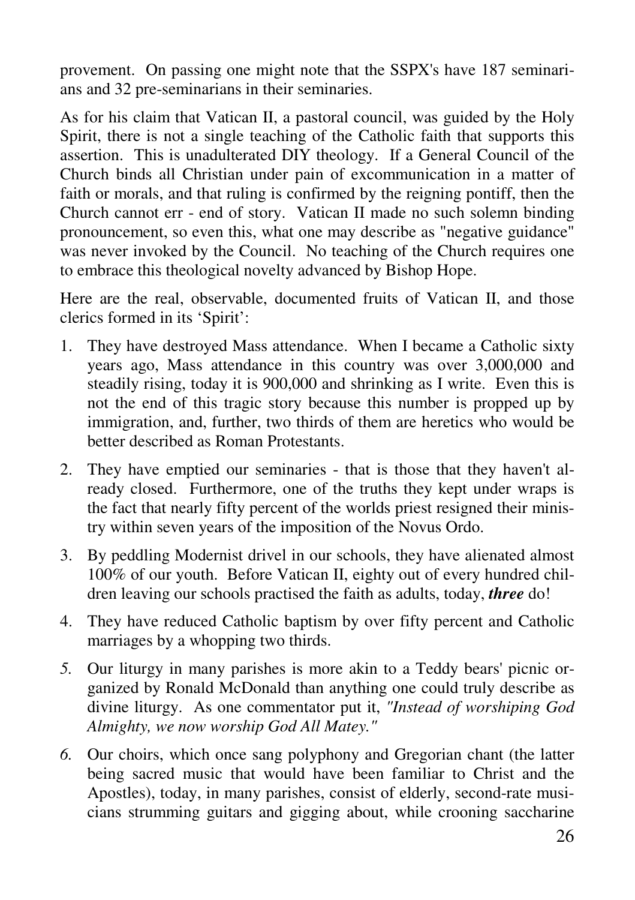provement. On passing one might note that the SSPX's have 187 seminarians and 32 pre-seminarians in their seminaries.

As for his claim that Vatican II, a pastoral council, was guided by the Holy Spirit, there is not a single teaching of the Catholic faith that supports this assertion. This is unadulterated DIY theology. If a General Council of the Church binds all Christian under pain of excommunication in a matter of faith or morals, and that ruling is confirmed by the reigning pontiff, then the Church cannot err - end of story. Vatican II made no such solemn binding pronouncement, so even this, what one may describe as "negative guidance" was never invoked by the Council. No teaching of the Church requires one to embrace this theological novelty advanced by Bishop Hope.

Here are the real, observable, documented fruits of Vatican II, and those clerics formed in its 'Spirit':

1. They have destroyed Mass attendance. When I became a Catholic sixty years ago, Mass attendance in this country was over 3,000,000 and steadily rising, today it is 900,000 and shrinking as I write. Even this is not the end of this tragic story because this number is propped up by immigration, and, further, two thirds of them are heretics who would be better described as Roman Protestants.
2. They have emptied our seminaries - that is those that they haven't already closed. Furthermore, one of the truths they kept under wraps is the fact that nearly fifty percent of the worlds priest resigned their ministry within seven years of the imposition of the Novus Ordo.
3. By peddling Modernist drivel in our schools, they have alienated almost 100% of our youth. Before Vatican II, eighty out of every hundred children leaving our schools practised the faith as adults, today, ***three*** do!
4. They have reduced Catholic baptism by over fifty percent and Catholic marriages by a whopping two thirds.
5. Our liturgy in many parishes is more akin to a Teddy bears' picnic organized by Ronald McDonald than anything one could truly describe as divine liturgy. As one commentator put it, *"Instead of worshiping God Almighty, we now worship God All Matey."*
6. Our choirs, which once sang polyphony and Gregorian chant (the latter being sacred music that would have been familiar to Christ and the Apostles), today, in many parishes, consist of elderly, second-rate musicians strumming guitars and gigging about, while crooning saccharine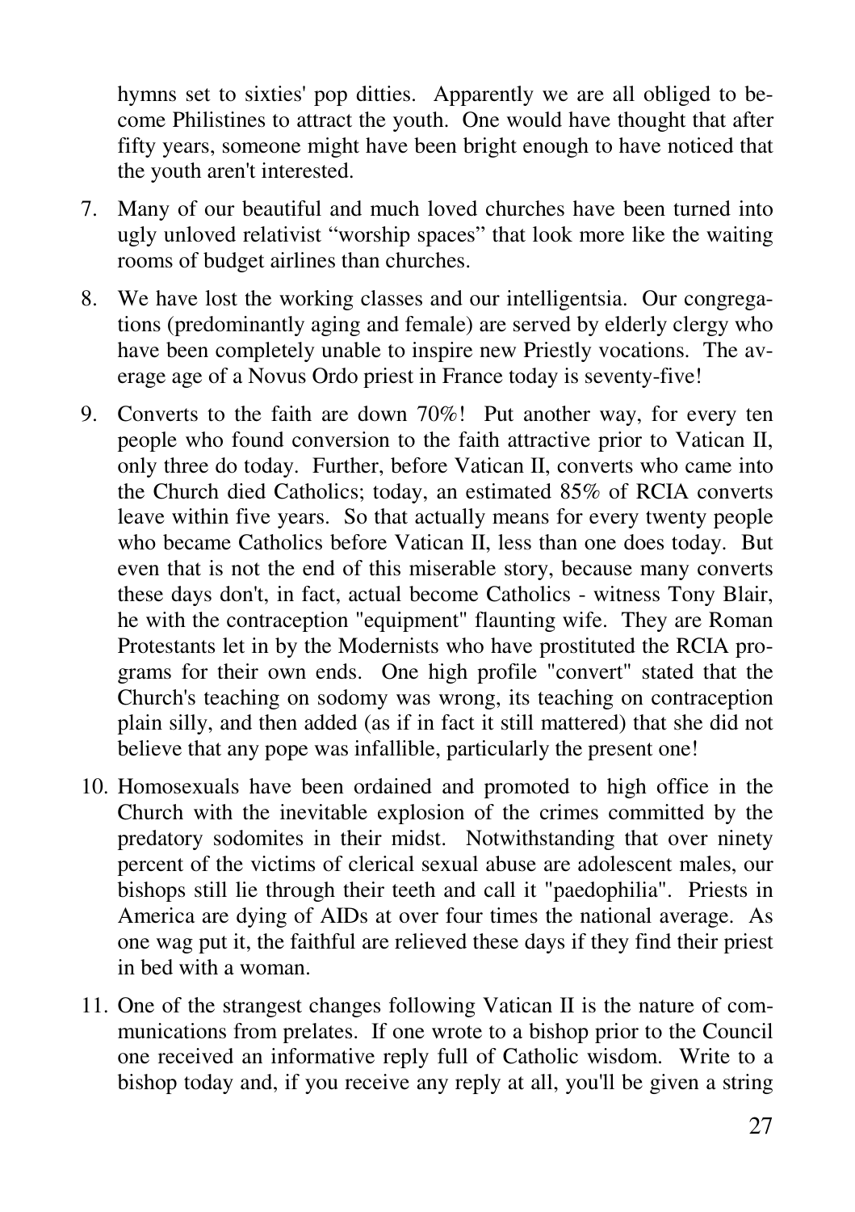hymns set to sixties' pop ditties. Apparently we are all obliged to become Philistines to attract the youth. One would have thought that after fifty years, someone might have been bright enough to have noticed that the youth aren't interested.

7. Many of our beautiful and much loved churches have been turned into ugly unloved relativist "worship spaces" that look more like the waiting rooms of budget airlines than churches.

8. We have lost the working classes and our intelligentsia. Our congregations (predominantly aging and female) are served by elderly clergy who have been completely unable to inspire new Priestly vocations. The average age of a Novus Ordo priest in France today is seventy-five!

9. Converts to the faith are down 70%! Put another way, for every ten people who found conversion to the faith attractive prior to Vatican II, only three do today. Further, before Vatican II, converts who came into the Church died Catholics; today, an estimated 85% of RCIA converts leave within five years. So that actually means for every twenty people who became Catholics before Vatican II, less than one does today. But even that is not the end of this miserable story, because many converts these days don't, in fact, actual become Catholics - witness Tony Blair, he with the contraception "equipment" flaunting wife. They are Roman Protestants let in by the Modernists who have prostituted the RCIA programs for their own ends. One high profile "convert" stated that the Church's teaching on sodomy was wrong, its teaching on contraception plain silly, and then added (as if in fact it still mattered) that she did not believe that any pope was infallible, particularly the present one!

10. Homosexuals have been ordained and promoted to high office in the Church with the inevitable explosion of the crimes committed by the predatory sodomites in their midst. Notwithstanding that over ninety percent of the victims of clerical sexual abuse are adolescent males, our bishops still lie through their teeth and call it "paedophilia". Priests in America are dying of AIDs at over four times the national average. As one wag put it, the faithful are relieved these days if they find their priest in bed with a woman.

11. One of the strangest changes following Vatican II is the nature of communications from prelates. If one wrote to a bishop prior to the Council one received an informative reply full of Catholic wisdom. Write to a bishop today and, if you receive any reply at all, you'll be given a string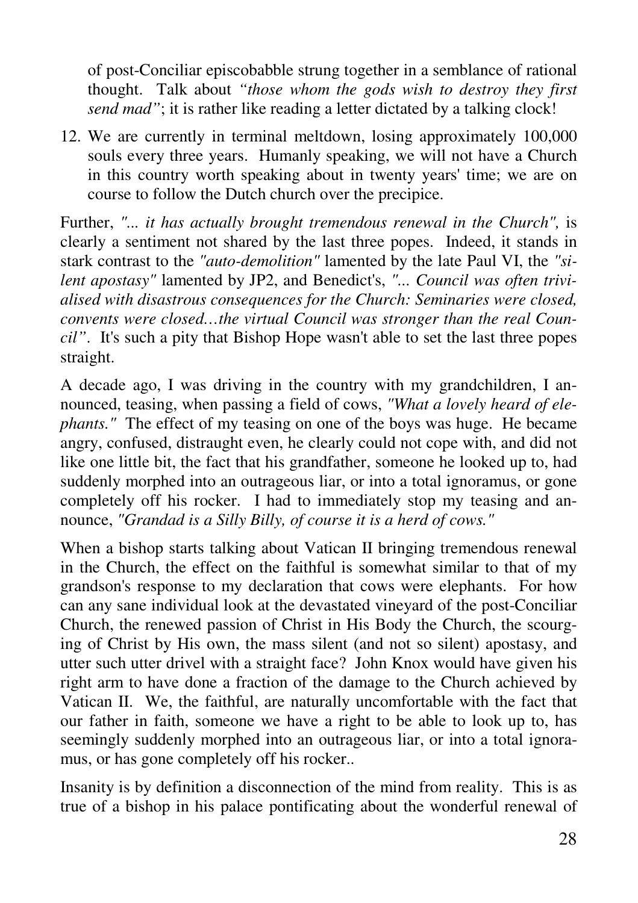of post-Conciliar episcobabble strung together in a semblance of rational thought. Talk about *"those whom the gods wish to destroy they first send mad"*; it is rather like reading a letter dictated by a talking clock!

12. We are currently in terminal meltdown, losing approximately 100,000 souls every three years. Humanly speaking, we will not have a Church in this country worth speaking about in twenty years' time; we are on course to follow the Dutch church over the precipice.

Further, *"... it has actually brought tremendous renewal in the Church",* is clearly a sentiment not shared by the last three popes. Indeed, it stands in stark contrast to the *"auto-demolition"* lamented by the late Paul VI, the *"silent apostasy"* lamented by JP2, and Benedict's, *"... Council was often trivialised with disastrous consequences for the Church: Seminaries were closed, convents were closed…the virtual Council was stronger than the real Council"*. It's such a pity that Bishop Hope wasn't able to set the last three popes straight.

A decade ago, I was driving in the country with my grandchildren, I announced, teasing, when passing a field of cows, *"What a lovely heard of elephants."* The effect of my teasing on one of the boys was huge. He became angry, confused, distraught even, he clearly could not cope with, and did not like one little bit, the fact that his grandfather, someone he looked up to, had suddenly morphed into an outrageous liar, or into a total ignoramus, or gone completely off his rocker. I had to immediately stop my teasing and announce, *"Grandad is a Silly Billy, of course it is a herd of cows."*

When a bishop starts talking about Vatican II bringing tremendous renewal in the Church, the effect on the faithful is somewhat similar to that of my grandson's response to my declaration that cows were elephants. For how can any sane individual look at the devastated vineyard of the post-Conciliar Church, the renewed passion of Christ in His Body the Church, the scourging of Christ by His own, the mass silent (and not so silent) apostasy, and utter such utter drivel with a straight face? John Knox would have given his right arm to have done a fraction of the damage to the Church achieved by Vatican II. We, the faithful, are naturally uncomfortable with the fact that our father in faith, someone we have a right to be able to look up to, has seemingly suddenly morphed into an outrageous liar, or into a total ignoramus, or has gone completely off his rocker..

Insanity is by definition a disconnection of the mind from reality. This is as true of a bishop in his palace pontificating about the wonderful renewal of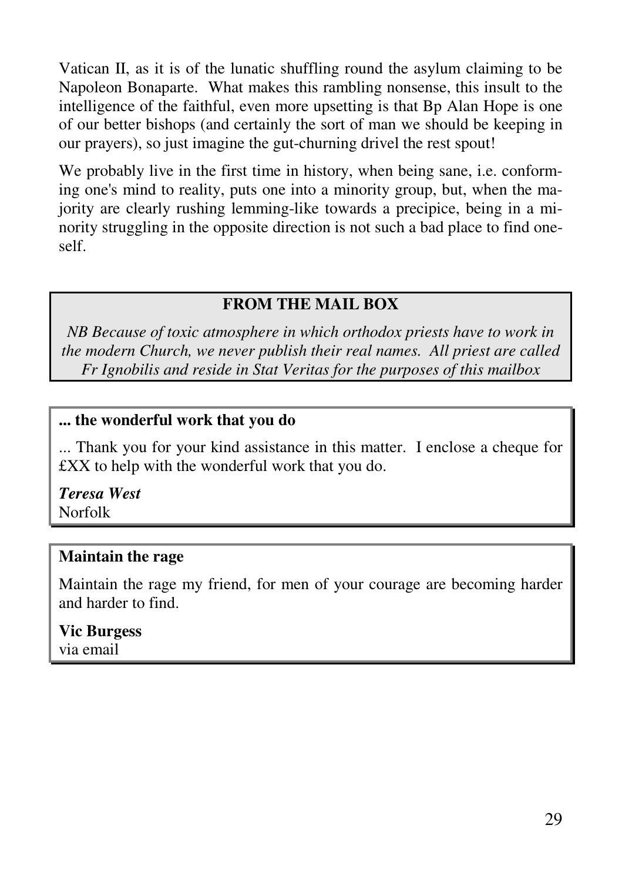Vatican II, as it is of the lunatic shuffling round the asylum claiming to be Napoleon Bonaparte. What makes this rambling nonsense, this insult to the intelligence of the faithful, even more upsetting is that Bp Alan Hope is one of our better bishops (and certainly the sort of man we should be keeping in our prayers), so just imagine the gut-churning drivel the rest spout!

We probably live in the first time in history, when being sane, i.e. conforming one's mind to reality, puts one into a minority group, but, when the majority are clearly rushing lemming-like towards a precipice, being in a minority struggling in the opposite direction is not such a bad place to find oneself.

## FROM THE MAIL BOX

*NB Because of toxic atmosphere in which orthodox priests have to work in the modern Church, we never publish their real names. All priest are called Fr Ignobilis and reside in Stat Veritas for the purposes of this mailbox*

**... the wonderful work that you do**

... Thank you for your kind assistance in this matter. I enclose a cheque for £XX to help with the wonderful work that you do.

***Teresa West***
Norfolk

**Maintain the rage**

Maintain the rage my friend, for men of your courage are becoming harder and harder to find.

**Vic Burgess**
via email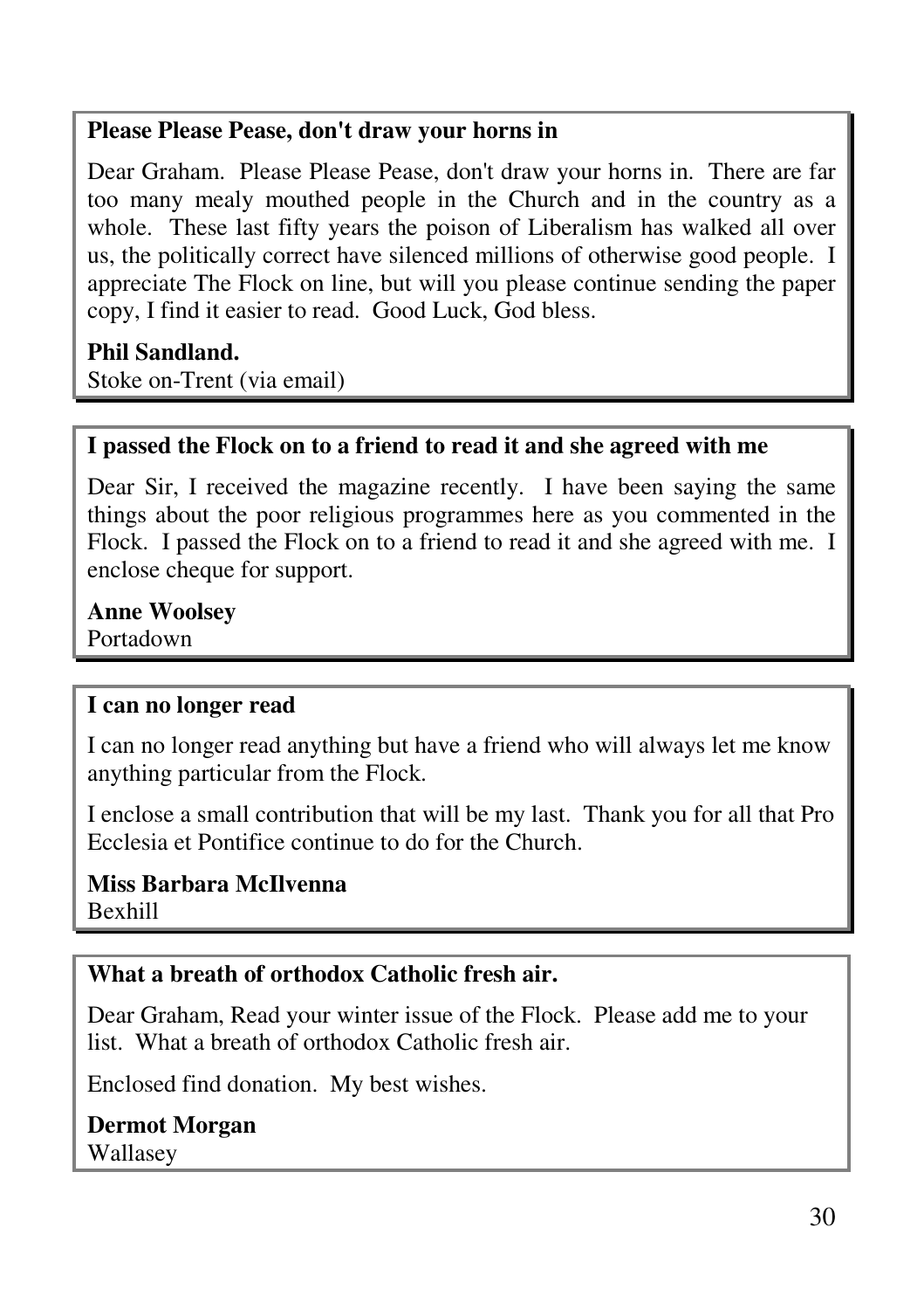### Please Please Pease, don't draw your horns in

Dear Graham. Please Please Pease, don't draw your horns in. There are far too many mealy mouthed people in the Church and in the country as a whole. These last fifty years the poison of Liberalism has walked all over us, the politically correct have silenced millions of otherwise good people. I appreciate The Flock on line, but will you please continue sending the paper copy, I find it easier to read. Good Luck, God bless.

**Phil Sandland.**
Stoke on-Trent (via email)

### I passed the Flock on to a friend to read it and she agreed with me

Dear Sir, I received the magazine recently. I have been saying the same things about the poor religious programmes here as you commented in the Flock. I passed the Flock on to a friend to read it and she agreed with me. I enclose cheque for support.

**Anne Woolsey**
Portadown

### I can no longer read

I can no longer read anything but have a friend who will always let me know anything particular from the Flock.

I enclose a small contribution that will be my last. Thank you for all that Pro Ecclesia et Pontifice continue to do for the Church.

**Miss Barbara McIlvenna**
Bexhill

### What a breath of orthodox Catholic fresh air.

Dear Graham, Read your winter issue of the Flock. Please add me to your list. What a breath of orthodox Catholic fresh air.

Enclosed find donation. My best wishes.

**Dermot Morgan**
Wallasey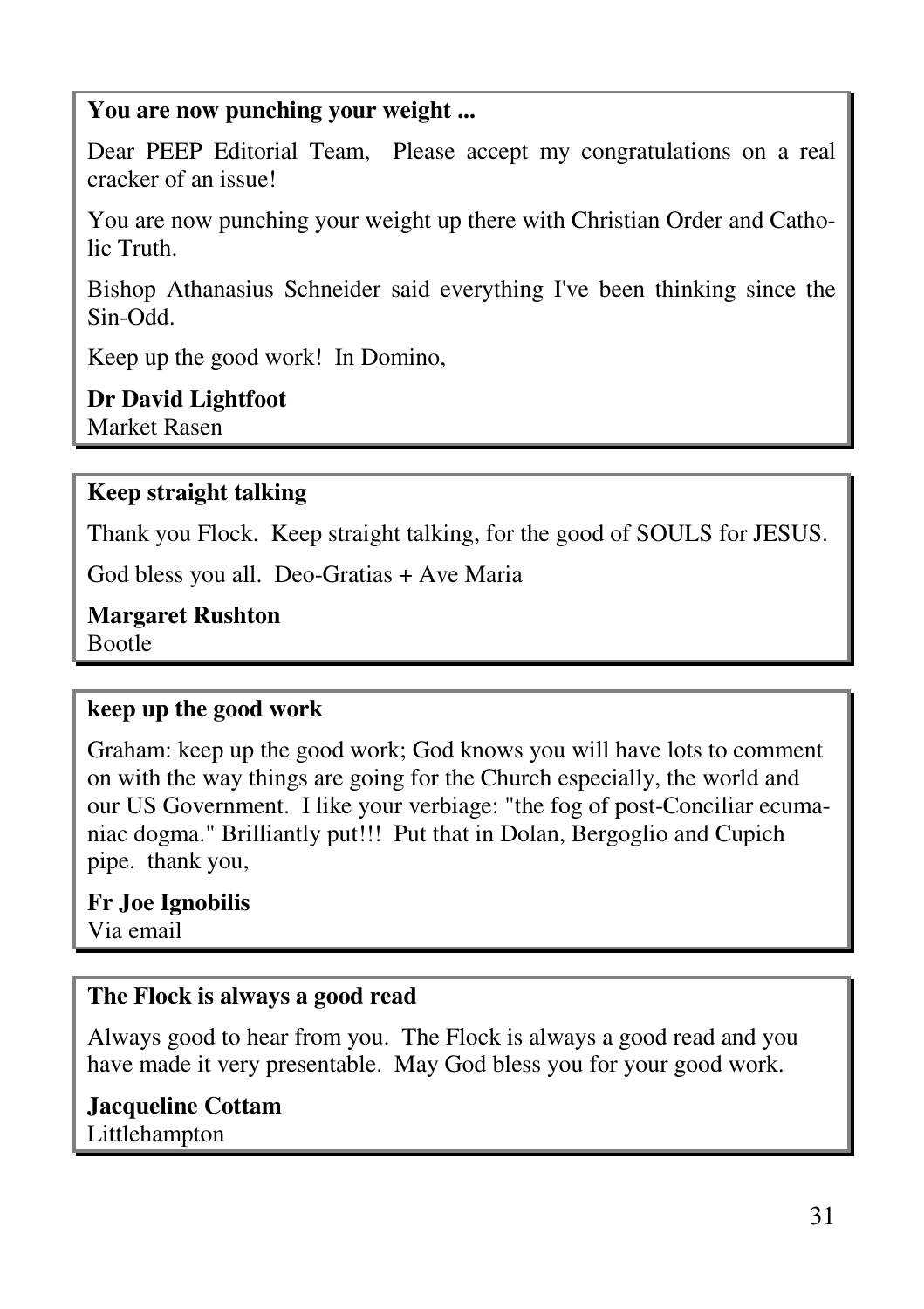**You are now punching your weight ...**

Dear PEEP Editorial Team, Please accept my congratulations on a real cracker of an issue!

You are now punching your weight up there with Christian Order and Catholic Truth.

Bishop Athanasius Schneider said everything I've been thinking since the Sin-Odd.

Keep up the good work! In Domino,

**Dr David Lightfoot**
Market Rasen

---

**Keep straight talking**

Thank you Flock. Keep straight talking, for the good of SOULS for JESUS.

God bless you all. Deo-Gratias + Ave Maria

**Margaret Rushton**
Bootle

---

**keep up the good work**

Graham: keep up the good work; God knows you will have lots to comment on with the way things are going for the Church especially, the world and our US Government. I like your verbiage: "the fog of post-Conciliar ecumaniac dogma." Brilliantly put!!! Put that in Dolan, Bergoglio and Cupich pipe. thank you,

**Fr Joe Ignobilis**
Via email

---

**The Flock is always a good read**

Always good to hear from you. The Flock is always a good read and you have made it very presentable. May God bless you for your good work.

**Jacqueline Cottam**
Littlehampton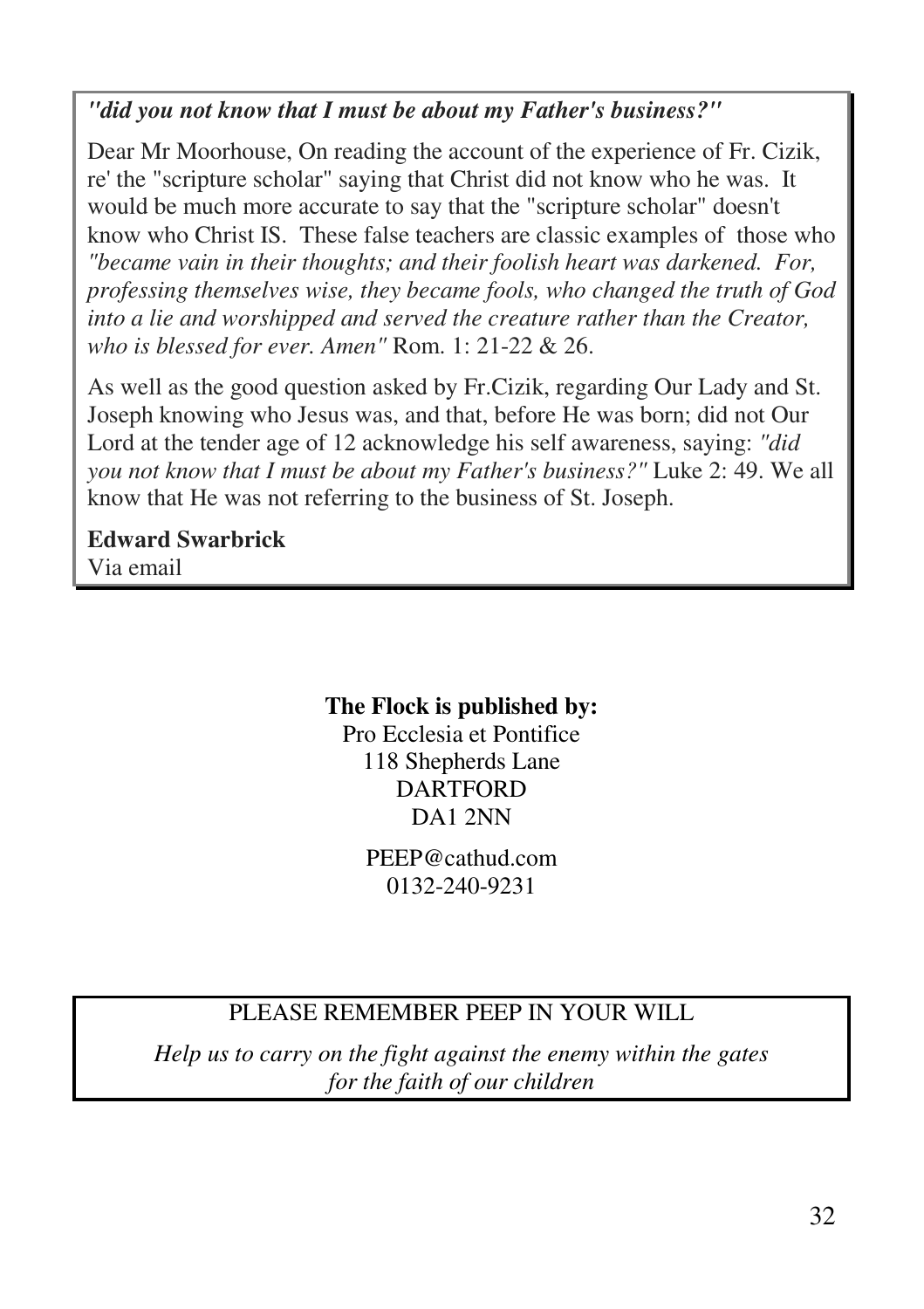***"did you not know that I must be about my Father's business?"***

Dear Mr Moorhouse, On reading the account of the experience of Fr. Cizik, re' the "scripture scholar" saying that Christ did not know who he was. It would be much more accurate to say that the "scripture scholar" doesn't know who Christ IS. These false teachers are classic examples of those who *"became vain in their thoughts; and their foolish heart was darkened. For, professing themselves wise, they became fools, who changed the truth of God into a lie and worshipped and served the creature rather than the Creator, who is blessed for ever. Amen"* Rom. 1: 21-22 & 26.

As well as the good question asked by Fr.Cizik, regarding Our Lady and St. Joseph knowing who Jesus was, and that, before He was born; did not Our Lord at the tender age of 12 acknowledge his self awareness, saying: *"did you not know that I must be about my Father's business?"* Luke 2: 49. We all know that He was not referring to the business of St. Joseph.

**Edward Swarbrick**
Via email

**The Flock is published by:**
Pro Ecclesia et Pontifice
118 Shepherds Lane
DARTFORD
DA1 2NN

PEEP@cathud.com
0132-240-9231

PLEASE REMEMBER PEEP IN YOUR WILL

*Help us to carry on the fight against the enemy within the gates for the faith of our children*